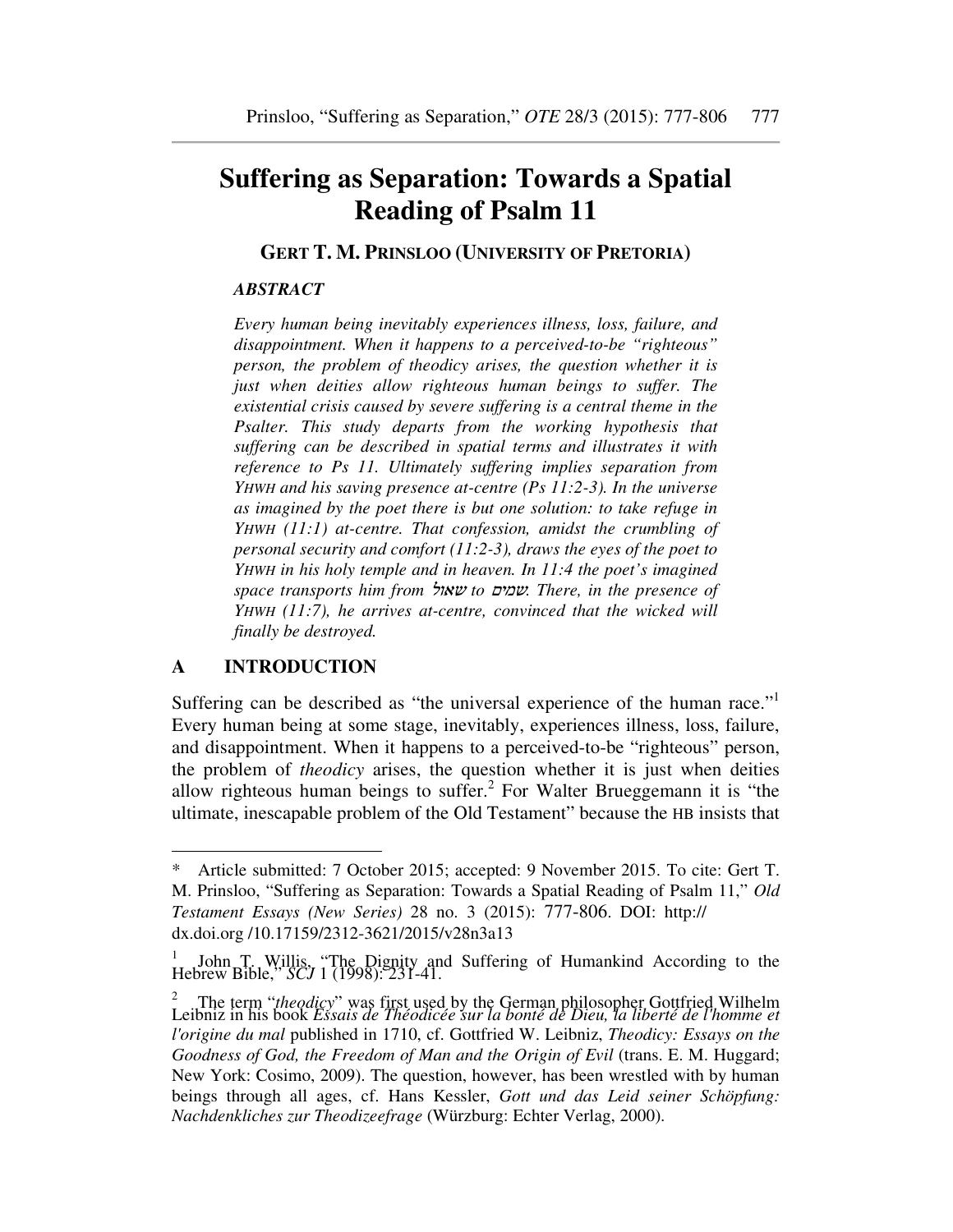# Suffering as Separation: Towards a Spatial Reading of Psalm 11

**GERT T. M. PRINSLOO (UNIVERSITY OF PRETORIA)**

***ABSTRACT***

*Every human being inevitably experiences illness, loss, failure, and disappointment. When it happens to a perceived-to-be "righteous" person, the problem of theodicy arises, the question whether it is just when deities allow righteous human beings to suffer. The existential crisis caused by severe suffering is a central theme in the Psalter. This study departs from the working hypothesis that suffering can be described in spatial terms and illustrates it with reference to Ps 11. Ultimately suffering implies separation from YHWH and his saving presence at-centre (Ps 11:2-3). In the universe as imagined by the poet there is but one solution: to take refuge in YHWH (11:1) at-centre. That confession, amidst the crumbling of personal security and comfort (11:2-3), draws the eyes of the poet to YHWH in his holy temple and in heaven. In 11:4 the poet's imagined space transports him from* שאול *to* שמים*. There, in the presence of YHWH (11:7), he arrives at-centre, convinced that the wicked will finally be destroyed.*

## A INTRODUCTION

Suffering can be described as "the universal experience of the human race."[1] Every human being at some stage, inevitably, experiences illness, loss, failure, and disappointment. When it happens to a perceived-to-be "righteous" person, the problem of *theodicy* arises, the question whether it is just when deities allow righteous human beings to suffer.[2] For Walter Brueggemann it is "the ultimate, inescapable problem of the Old Testament" because the HB insists that

---

\* Article submitted: 7 October 2015; accepted: 9 November 2015. To cite: Gert T. M. Prinsloo, "Suffering as Separation: Towards a Spatial Reading of Psalm 11," *Old Testament Essays (New Series)* 28 no. 3 (2015): 777-806. DOI: http:// dx.doi.org /10.17159/2312-3621/2015/v28n3a13

[1] John T. Willis, "The Dignity and Suffering of Humankind According to the Hebrew Bible," *SCJ* 1 (1998): 231-41.

[2] The term "*theodicy*" was first used by the German philosopher Gottfried Wilhelm Leibniz in his book *Essais de Théodicée sur la bonté de Dieu, la liberté de l'homme et l'origine du mal* published in 1710, cf. Gottfried W. Leibniz, *Theodicy: Essays on the Goodness of God, the Freedom of Man and the Origin of Evil* (trans. E. M. Huggard; New York: Cosimo, 2009). The question, however, has been wrestled with by human beings through all ages, cf. Hans Kessler, *Gott und das Leid seiner Schöpfung: Nachdenkliches zur Theodizeefrage* (Würzburg: Echter Verlag, 2000).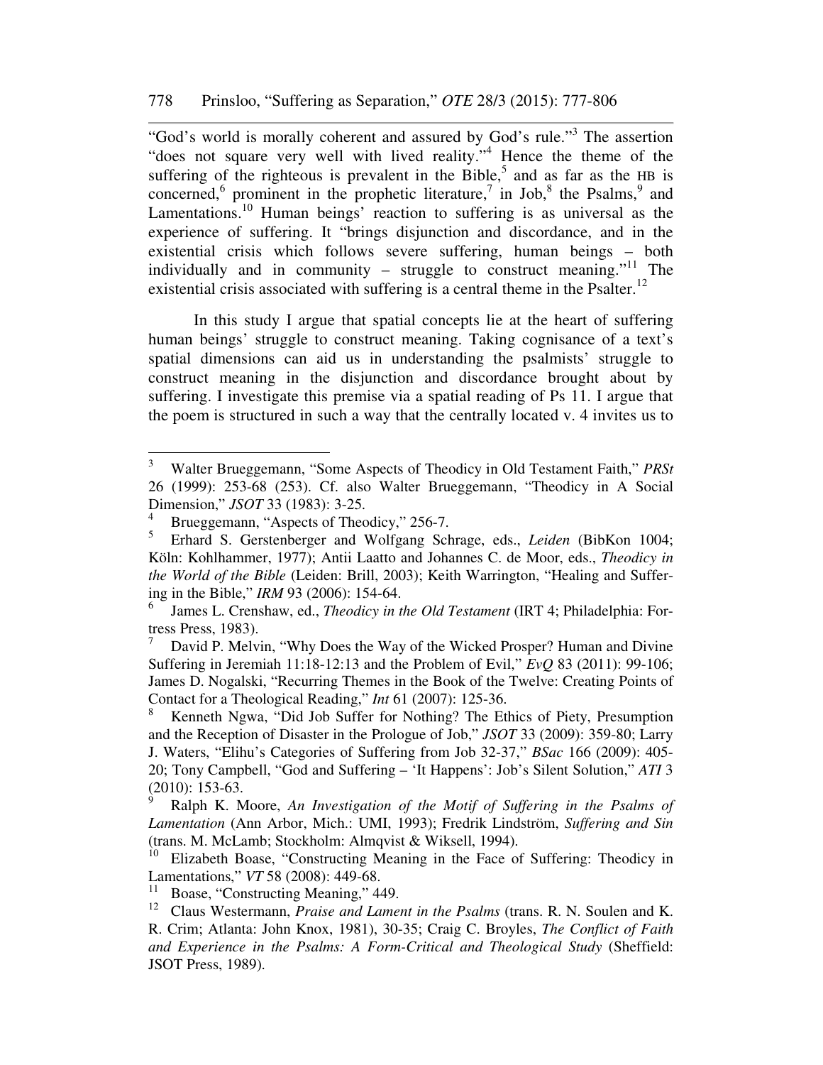"God's world is morally coherent and assured by God's rule."[3] The assertion "does not square very well with lived reality."[4] Hence the theme of the suffering of the righteous is prevalent in the Bible,[5] and as far as the HB is concerned,[6] prominent in the prophetic literature,[7] in Job,[8] the Psalms,[9] and Lamentations.[10] Human beings' reaction to suffering is as universal as the experience of suffering. It "brings disjunction and discordance, and in the existential crisis which follows severe suffering, human beings – both individually and in community – struggle to construct meaning."[11] The existential crisis associated with suffering is a central theme in the Psalter.[12]

In this study I argue that spatial concepts lie at the heart of suffering human beings' struggle to construct meaning. Taking cognisance of a text's spatial dimensions can aid us in understanding the psalmists' struggle to construct meaning in the disjunction and discordance brought about by suffering. I investigate this premise via a spatial reading of Ps 11. I argue that the poem is structured in such a way that the centrally located v. 4 invites us to

---

[3] Walter Brueggemann, "Some Aspects of Theodicy in Old Testament Faith," *PRSt* 26 (1999): 253-68 (253). Cf. also Walter Brueggemann, "Theodicy in A Social Dimension," *JSOT* 33 (1983): 3-25.

[4] Brueggemann, "Aspects of Theodicy," 256-7.

[5] Erhard S. Gerstenberger and Wolfgang Schrage, eds., *Leiden* (BibKon 1004; Köln: Kohlhammer, 1977); Antii Laatto and Johannes C. de Moor, eds., *Theodicy in the World of the Bible* (Leiden: Brill, 2003); Keith Warrington, "Healing and Suffering in the Bible," *IRM* 93 (2006): 154-64.

[6] James L. Crenshaw, ed., *Theodicy in the Old Testament* (IRT 4; Philadelphia: Fortress Press, 1983).

[7] David P. Melvin, "Why Does the Way of the Wicked Prosper? Human and Divine Suffering in Jeremiah 11:18-12:13 and the Problem of Evil," *EvQ* 83 (2011): 99-106; James D. Nogalski, "Recurring Themes in the Book of the Twelve: Creating Points of Contact for a Theological Reading," *Int* 61 (2007): 125-36.

[8] Kenneth Ngwa, "Did Job Suffer for Nothing? The Ethics of Piety, Presumption and the Reception of Disaster in the Prologue of Job," *JSOT* 33 (2009): 359-80; Larry J. Waters, "Elihu's Categories of Suffering from Job 32-37," *BSac* 166 (2009): 405-20; Tony Campbell, "God and Suffering – 'It Happens': Job's Silent Solution," *ATI* 3 (2010): 153-63.

[9] Ralph K. Moore, *An Investigation of the Motif of Suffering in the Psalms of Lamentation* (Ann Arbor, Mich.: UMI, 1993); Fredrik Lindström, *Suffering and Sin* (trans. M. McLamb; Stockholm: Almqvist & Wiksell, 1994).

[10] Elizabeth Boase, "Constructing Meaning in the Face of Suffering: Theodicy in Lamentations," *VT* 58 (2008): 449-68.

[11] Boase, "Constructing Meaning," 449.

[12] Claus Westermann, *Praise and Lament in the Psalms* (trans. R. N. Soulen and K. R. Crim; Atlanta: John Knox, 1981), 30-35; Craig C. Broyles, *The Conflict of Faith and Experience in the Psalms: A Form-Critical and Theological Study* (Sheffield: JSOT Press, 1989).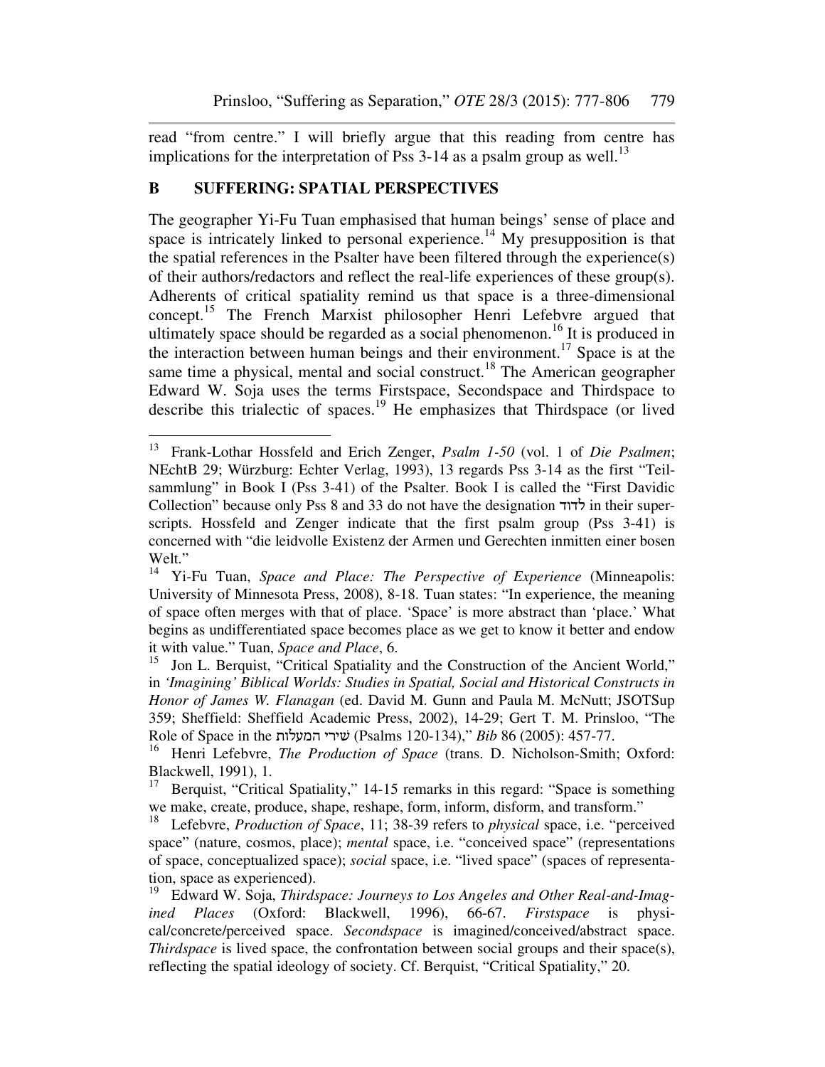read "from centre." I will briefly argue that this reading from centre has implications for the interpretation of Pss 3-14 as a psalm group as well.[13]

## B SUFFERING: SPATIAL PERSPECTIVES

The geographer Yi-Fu Tuan emphasised that human beings' sense of place and space is intricately linked to personal experience.[14] My presupposition is that the spatial references in the Psalter have been filtered through the experience(s) of their authors/redactors and reflect the real-life experiences of these group(s). Adherents of critical spatiality remind us that space is a three-dimensional concept.[15] The French Marxist philosopher Henri Lefebvre argued that ultimately space should be regarded as a social phenomenon.[16] It is produced in the interaction between human beings and their environment.[17] Space is at the same time a physical, mental and social construct.[18] The American geographer Edward W. Soja uses the terms Firstspace, Secondspace and Thirdspace to describe this trialectic of spaces.[19] He emphasizes that Thirdspace (or lived

---

[13] Frank-Lothar Hossfeld and Erich Zenger, *Psalm 1-50* (vol. 1 of *Die Psalmen*; NEchtB 29; Würzburg: Echter Verlag, 1993), 13 regards Pss 3-14 as the first "Teilsammlung" in Book I (Pss 3-41) of the Psalter. Book I is called the "First Davidic Collection" because only Pss 8 and 33 do not have the designation לדוד in their superscripts. Hossfeld and Zenger indicate that the first psalm group (Pss 3-41) is concerned with "die leidvolle Existenz der Armen und Gerechten inmitten einer bosen Welt."

[14] Yi-Fu Tuan, *Space and Place: The Perspective of Experience* (Minneapolis: University of Minnesota Press, 2008), 8-18. Tuan states: "In experience, the meaning of space often merges with that of place. 'Space' is more abstract than 'place.' What begins as undifferentiated space becomes place as we get to know it better and endow it with value." Tuan, *Space and Place*, 6.

[15] Jon L. Berquist, "Critical Spatiality and the Construction of the Ancient World," in *'Imagining' Biblical Worlds: Studies in Spatial, Social and Historical Constructs in Honor of James W. Flanagan* (ed. David M. Gunn and Paula M. McNutt; JSOTSup 359; Sheffield: Sheffield Academic Press, 2002), 14-29; Gert T. M. Prinsloo, "The Role of Space in the שירי המעלות (Psalms 120-134)," *Bib* 86 (2005): 457-77.

[16] Henri Lefebvre, *The Production of Space* (trans. D. Nicholson-Smith; Oxford: Blackwell, 1991), 1.

[17] Berquist, "Critical Spatiality," 14-15 remarks in this regard: "Space is something we make, create, produce, shape, reshape, form, inform, disform, and transform."

[18] Lefebvre, *Production of Space*, 11; 38-39 refers to *physical* space, i.e. "perceived space" (nature, cosmos, place); *mental* space, i.e. "conceived space" (representations of space, conceptualized space); *social* space, i.e. "lived space" (spaces of representation, space as experienced).

[19] Edward W. Soja, *Thirdspace: Journeys to Los Angeles and Other Real-and-Imagined Places* (Oxford: Blackwell, 1996), 66-67. *Firstspace* is physical/concrete/perceived space. *Secondspace* is imagined/conceived/abstract space. *Thirdspace* is lived space, the confrontation between social groups and their space(s), reflecting the spatial ideology of society. Cf. Berquist, "Critical Spatiality," 20.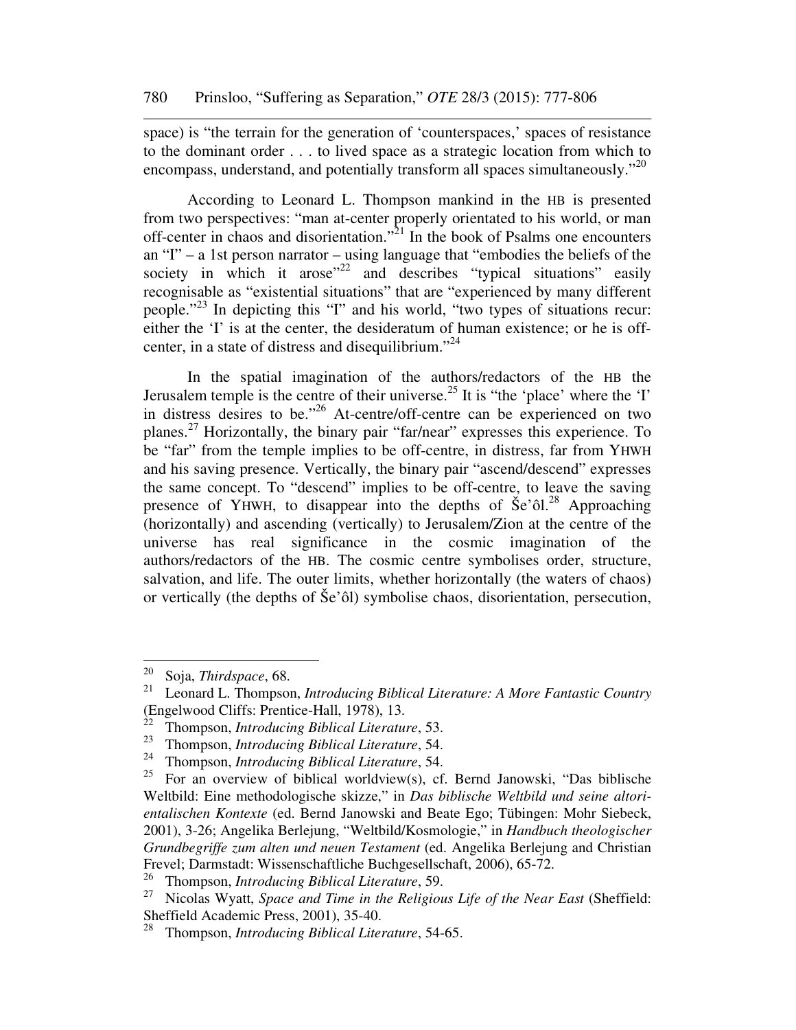space) is "the terrain for the generation of 'counterspaces,' spaces of resistance to the dominant order . . . to lived space as a strategic location from which to encompass, understand, and potentially transform all spaces simultaneously."[20]

According to Leonard L. Thompson mankind in the HB is presented from two perspectives: "man at-center properly orientated to his world, or man off-center in chaos and disorientation."[21] In the book of Psalms one encounters an "I" – a 1st person narrator – using language that "embodies the beliefs of the society in which it arose"[22] and describes "typical situations" easily recognisable as "existential situations" that are "experienced by many different people."[23] In depicting this "I" and his world, "two types of situations recur: either the 'I' is at the center, the desideratum of human existence; or he is off-center, in a state of distress and disequilibrium."[24]

In the spatial imagination of the authors/redactors of the HB the Jerusalem temple is the centre of their universe.[25] It is "the 'place' where the 'I' in distress desires to be."[26] At-centre/off-centre can be experienced on two planes.[27] Horizontally, the binary pair "far/near" expresses this experience. To be "far" from the temple implies to be off-centre, in distress, far from YHWH and his saving presence. Vertically, the binary pair "ascend/descend" expresses the same concept. To "descend" implies to be off-centre, to leave the saving presence of YHWH, to disappear into the depths of Še'ôl.[28] Approaching (horizontally) and ascending (vertically) to Jerusalem/Zion at the centre of the universe has real significance in the cosmic imagination of the authors/redactors of the HB. The cosmic centre symbolises order, structure, salvation, and life. The outer limits, whether horizontally (the waters of chaos) or vertically (the depths of Še'ôl) symbolise chaos, disorientation, persecution,

---

[20] Soja, *Thirdspace*, 68.

[21] Leonard L. Thompson, *Introducing Biblical Literature: A More Fantastic Country* (Engelwood Cliffs: Prentice-Hall, 1978), 13.

[22] Thompson, *Introducing Biblical Literature*, 53.

[23] Thompson, *Introducing Biblical Literature*, 54.

[24] Thompson, *Introducing Biblical Literature*, 54.

[25] For an overview of biblical worldview(s), cf. Bernd Janowski, "Das biblische Weltbild: Eine methodologische skizze," in *Das biblische Weltbild und seine altorientalischen Kontexte* (ed. Bernd Janowski and Beate Ego; Tübingen: Mohr Siebeck, 2001), 3-26; Angelika Berlejung, "Weltbild/Kosmologie," in *Handbuch theologischer Grundbegriffe zum alten und neuen Testament* (ed. Angelika Berlejung and Christian Frevel; Darmstadt: Wissenschaftliche Buchgesellschaft, 2006), 65-72.

[26] Thompson, *Introducing Biblical Literature*, 59.

[27] Nicolas Wyatt, *Space and Time in the Religious Life of the Near East* (Sheffield: Sheffield Academic Press, 2001), 35-40.

[28] Thompson, *Introducing Biblical Literature*, 54-65.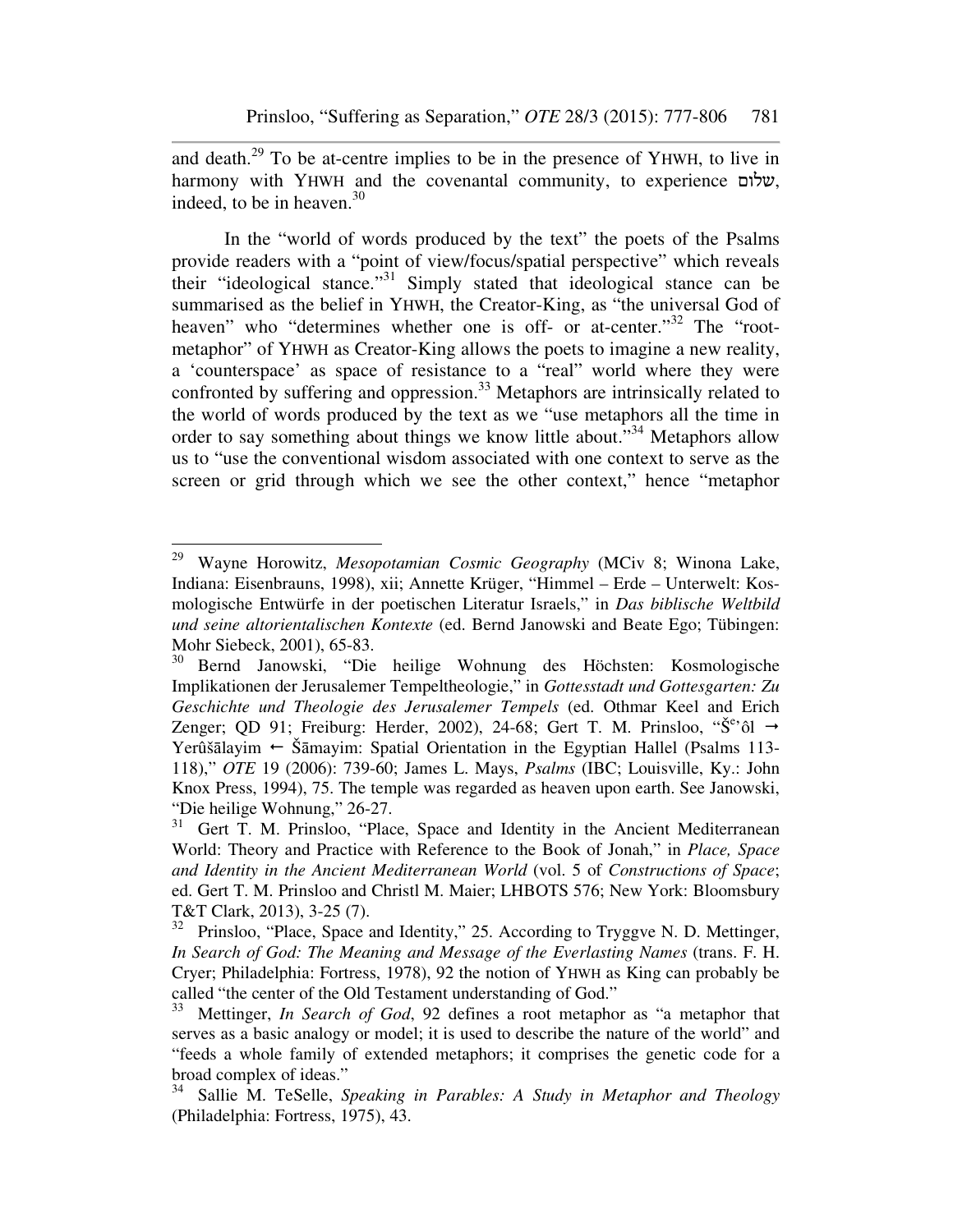and death.[29] To be at-centre implies to be in the presence of YHWH, to live in harmony with YHWH and the covenantal community, to experience שלום, indeed, to be in heaven.[30]

In the "world of words produced by the text" the poets of the Psalms provide readers with a "point of view/focus/spatial perspective" which reveals their "ideological stance."[31] Simply stated that ideological stance can be summarised as the belief in YHWH, the Creator-King, as "the universal God of heaven" who "determines whether one is off- or at-center."[32] The "root-metaphor" of YHWH as Creator-King allows the poets to imagine a new reality, a 'counterspace' as space of resistance to a "real" world where they were confronted by suffering and oppression.[33] Metaphors are intrinsically related to the world of words produced by the text as we "use metaphors all the time in order to say something about things we know little about."[34] Metaphors allow us to "use the conventional wisdom associated with one context to serve as the screen or grid through which we see the other context," hence "metaphor

---

[29] Wayne Horowitz, *Mesopotamian Cosmic Geography* (MCiv 8; Winona Lake, Indiana: Eisenbrauns, 1998), xii; Annette Krüger, "Himmel – Erde – Unterwelt: Kosmologische Entwürfe in der poetischen Literatur Israels," in *Das biblische Weltbild und seine altorientalischen Kontexte* (ed. Bernd Janowski and Beate Ego; Tübingen: Mohr Siebeck, 2001), 65-83.

[30] Bernd Janowski, "Die heilige Wohnung des Höchsten: Kosmologische Implikationen der Jerusalemer Tempeltheologie," in *Gottesstadt und Gottesgarten: Zu Geschichte und Theologie des Jerusalemer Tempels* (ed. Othmar Keel and Erich Zenger; QD 91; Freiburg: Herder, 2002), 24-68; Gert T. M. Prinsloo, "Šᵉʾôl → Yerûšālayim ← Šāmayim: Spatial Orientation in the Egyptian Hallel (Psalms 113-118)," *OTE* 19 (2006): 739-60; James L. Mays, *Psalms* (IBC; Louisville, Ky.: John Knox Press, 1994), 75. The temple was regarded as heaven upon earth. See Janowski, "Die heilige Wohnung," 26-27.

[31] Gert T. M. Prinsloo, "Place, Space and Identity in the Ancient Mediterranean World: Theory and Practice with Reference to the Book of Jonah," in *Place, Space and Identity in the Ancient Mediterranean World* (vol. 5 of *Constructions of Space*; ed. Gert T. M. Prinsloo and Christl M. Maier; LHBOTS 576; New York: Bloomsbury T&T Clark, 2013), 3-25 (7).

[32] Prinsloo, "Place, Space and Identity," 25. According to Tryggve N. D. Mettinger, *In Search of God: The Meaning and Message of the Everlasting Names* (trans. F. H. Cryer; Philadelphia: Fortress, 1978), 92 the notion of YHWH as King can probably be called "the center of the Old Testament understanding of God."

[33] Mettinger, *In Search of God*, 92 defines a root metaphor as "a metaphor that serves as a basic analogy or model; it is used to describe the nature of the world" and "feeds a whole family of extended metaphors; it comprises the genetic code for a broad complex of ideas."

[34] Sallie M. TeSelle, *Speaking in Parables: A Study in Metaphor and Theology* (Philadelphia: Fortress, 1975), 43.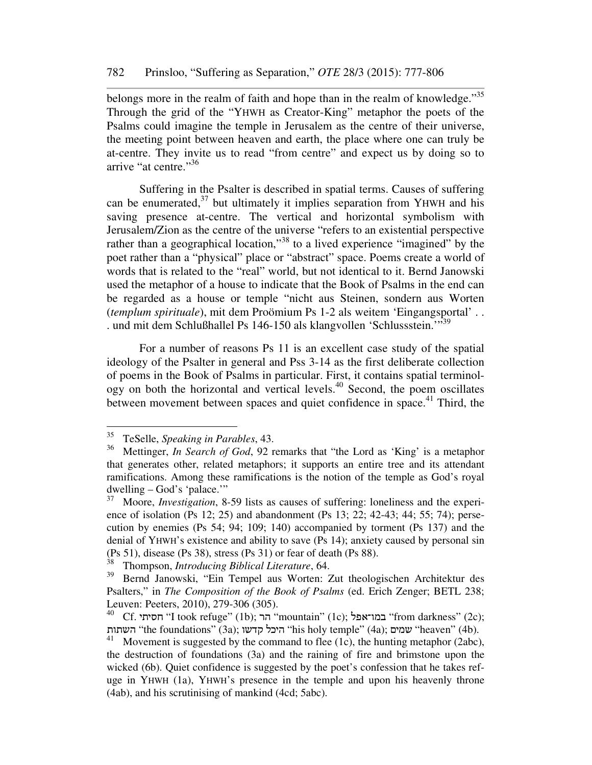belongs more in the realm of faith and hope than in the realm of knowledge."[35] Through the grid of the "YHWH as Creator-King" metaphor the poets of the Psalms could imagine the temple in Jerusalem as the centre of their universe, the meeting point between heaven and earth, the place where one can truly be at-centre. They invite us to read "from centre" and expect us by doing so to arrive "at centre."[36]

Suffering in the Psalter is described in spatial terms. Causes of suffering can be enumerated,[37] but ultimately it implies separation from YHWH and his saving presence at-centre. The vertical and horizontal symbolism with Jerusalem/Zion as the centre of the universe "refers to an existential perspective rather than a geographical location,"[38] to a lived experience "imagined" by the poet rather than a "physical" place or "abstract" space. Poems create a world of words that is related to the "real" world, but not identical to it. Bernd Janowski used the metaphor of a house to indicate that the Book of Psalms in the end can be regarded as a house or temple "nicht aus Steinen, sondern aus Worten (*templum spirituale*), mit dem Proömium Ps 1-2 als weitem 'Eingangsportal' . . . und mit dem Schlußhallel Ps 146-150 als klangvollen 'Schlussstein.'"[39]

For a number of reasons Ps 11 is an excellent case study of the spatial ideology of the Psalter in general and Pss 3-14 as the first deliberate collection of poems in the Book of Psalms in particular. First, it contains spatial terminology on both the horizontal and vertical levels.[40] Second, the poem oscillates between movement between spaces and quiet confidence in space.[41] Third, the

---

[35] TeSelle, *Speaking in Parables*, 43.

[36] Mettinger, *In Search of God*, 92 remarks that "the Lord as 'King' is a metaphor that generates other, related metaphors; it supports an entire tree and its attendant ramifications. Among these ramifications is the notion of the temple as God's royal dwelling – God's 'palace.'"

[37] Moore, *Investigation*, 8-59 lists as causes of suffering: loneliness and the experience of isolation (Ps 12; 25) and abandonment (Ps 13; 22; 42-43; 44; 55; 74); persecution by enemies (Ps 54; 94; 109; 140) accompanied by torment (Ps 137) and the denial of YHWH's existence and ability to save (Ps 14); anxiety caused by personal sin (Ps 51), disease (Ps 38), stress (Ps 31) or fear of death (Ps 88).

[38] Thompson, *Introducing Biblical Literature*, 64.

[39] Bernd Janowski, "Ein Tempel aus Worten: Zut theologischen Architektur des Psalters," in *The Composition of the Book of Psalms* (ed. Erich Zenger; BETL 238; Leuven: Peeters, 2010), 279-306 (305).

[40] Cf. חסיתי "I took refuge" (1b); הר "mountain" (1c); במו־אפל "from darkness" (2c); השתות "the foundations" (3a); היכל קדשו "his holy temple" (4a); שמים "heaven" (4b).

[41] Movement is suggested by the command to flee (1c), the hunting metaphor (2abc), the destruction of foundations (3a) and the raining of fire and brimstone upon the wicked (6b). Quiet confidence is suggested by the poet's confession that he takes refuge in YHWH (1a), YHWH's presence in the temple and upon his heavenly throne (4ab), and his scrutinising of mankind (4cd; 5abc).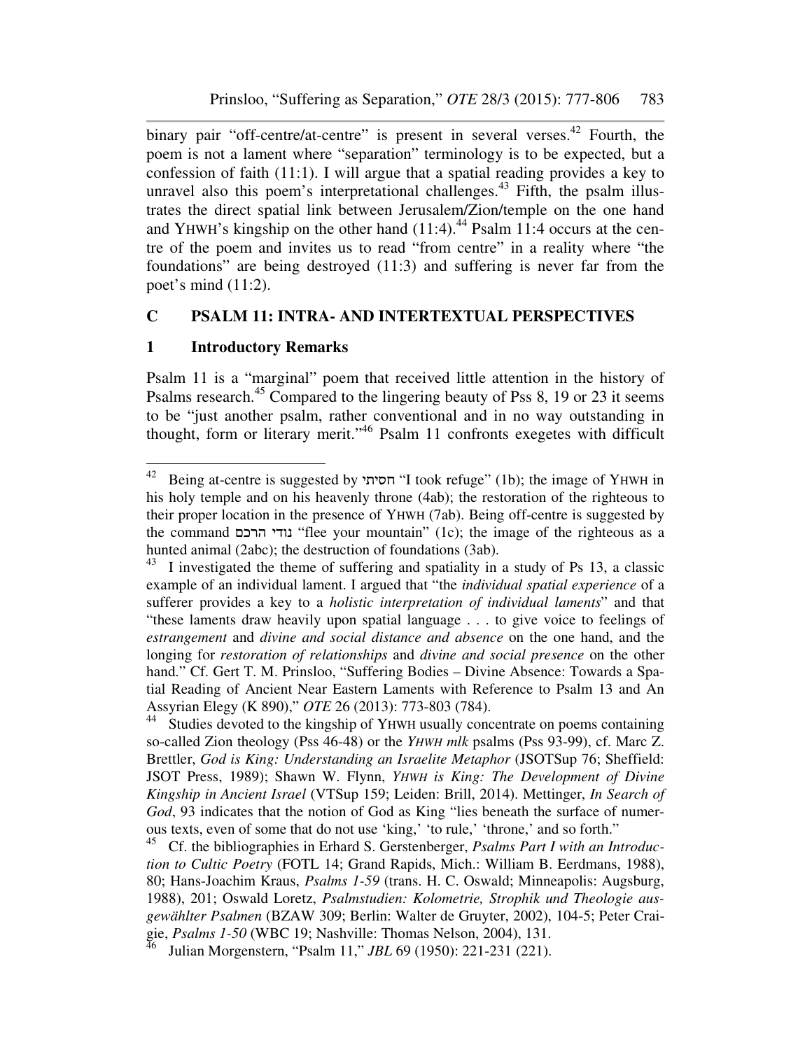binary pair "off-centre/at-centre" is present in several verses.[42] Fourth, the poem is not a lament where "separation" terminology is to be expected, but a confession of faith (11:1). I will argue that a spatial reading provides a key to unravel also this poem's interpretational challenges.[43] Fifth, the psalm illustrates the direct spatial link between Jerusalem/Zion/temple on the one hand and YHWH's kingship on the other hand (11:4).[44] Psalm 11:4 occurs at the centre of the poem and invites us to read "from centre" in a reality where "the foundations" are being destroyed (11:3) and suffering is never far from the poet's mind (11:2).

## C PSALM 11: INTRA- AND INTERTEXTUAL PERSPECTIVES

### 1 Introductory Remarks

Psalm 11 is a "marginal" poem that received little attention in the history of Psalms research.[45] Compared to the lingering beauty of Pss 8, 19 or 23 it seems to be "just another psalm, rather conventional and in no way outstanding in thought, form or literary merit."[46] Psalm 11 confronts exegetes with difficult

---

[42] Being at-centre is suggested by חסיתי "I took refuge" (1b); the image of YHWH in his holy temple and on his heavenly throne (4ab); the restoration of the righteous to their proper location in the presence of YHWH (7ab). Being off-centre is suggested by the command נודי הרכם "flee your mountain" (1c); the image of the righteous as a hunted animal (2abc); the destruction of foundations (3ab).

[43] I investigated the theme of suffering and spatiality in a study of Ps 13, a classic example of an individual lament. I argued that "the *individual spatial experience* of a sufferer provides a key to a *holistic interpretation of individual laments*" and that "these laments draw heavily upon spatial language . . . to give voice to feelings of *estrangement* and *divine and social distance and absence* on the one hand, and the longing for *restoration of relationships* and *divine and social presence* on the other hand." Cf. Gert T. M. Prinsloo, "Suffering Bodies – Divine Absence: Towards a Spatial Reading of Ancient Near Eastern Laments with Reference to Psalm 13 and An Assyrian Elegy (K 890)," *OTE* 26 (2013): 773-803 (784).

[44] Studies devoted to the kingship of YHWH usually concentrate on poems containing so-called Zion theology (Pss 46-48) or the *YHWH mlk* psalms (Pss 93-99), cf. Marc Z. Brettler, *God is King: Understanding an Israelite Metaphor* (JSOTSup 76; Sheffield: JSOT Press, 1989); Shawn W. Flynn, *YHWH is King: The Development of Divine Kingship in Ancient Israel* (VTSup 159; Leiden: Brill, 2014). Mettinger, *In Search of God*, 93 indicates that the notion of God as King "lies beneath the surface of numerous texts, even of some that do not use 'king,' 'to rule,' 'throne,' and so forth."

[45] Cf. the bibliographies in Erhard S. Gerstenberger, *Psalms Part I with an Introduction to Cultic Poetry* (FOTL 14; Grand Rapids, Mich.: William B. Eerdmans, 1988), 80; Hans-Joachim Kraus, *Psalms 1-59* (trans. H. C. Oswald; Minneapolis: Augsburg, 1988), 201; Oswald Loretz, *Psalmstudien: Kolometrie, Strophik und Theologie ausgewählter Psalmen* (BZAW 309; Berlin: Walter de Gruyter, 2002), 104-5; Peter Craigie, *Psalms 1-50* (WBC 19; Nashville: Thomas Nelson, 2004), 131.

[46] Julian Morgenstern, "Psalm 11," *JBL* 69 (1950): 221-231 (221).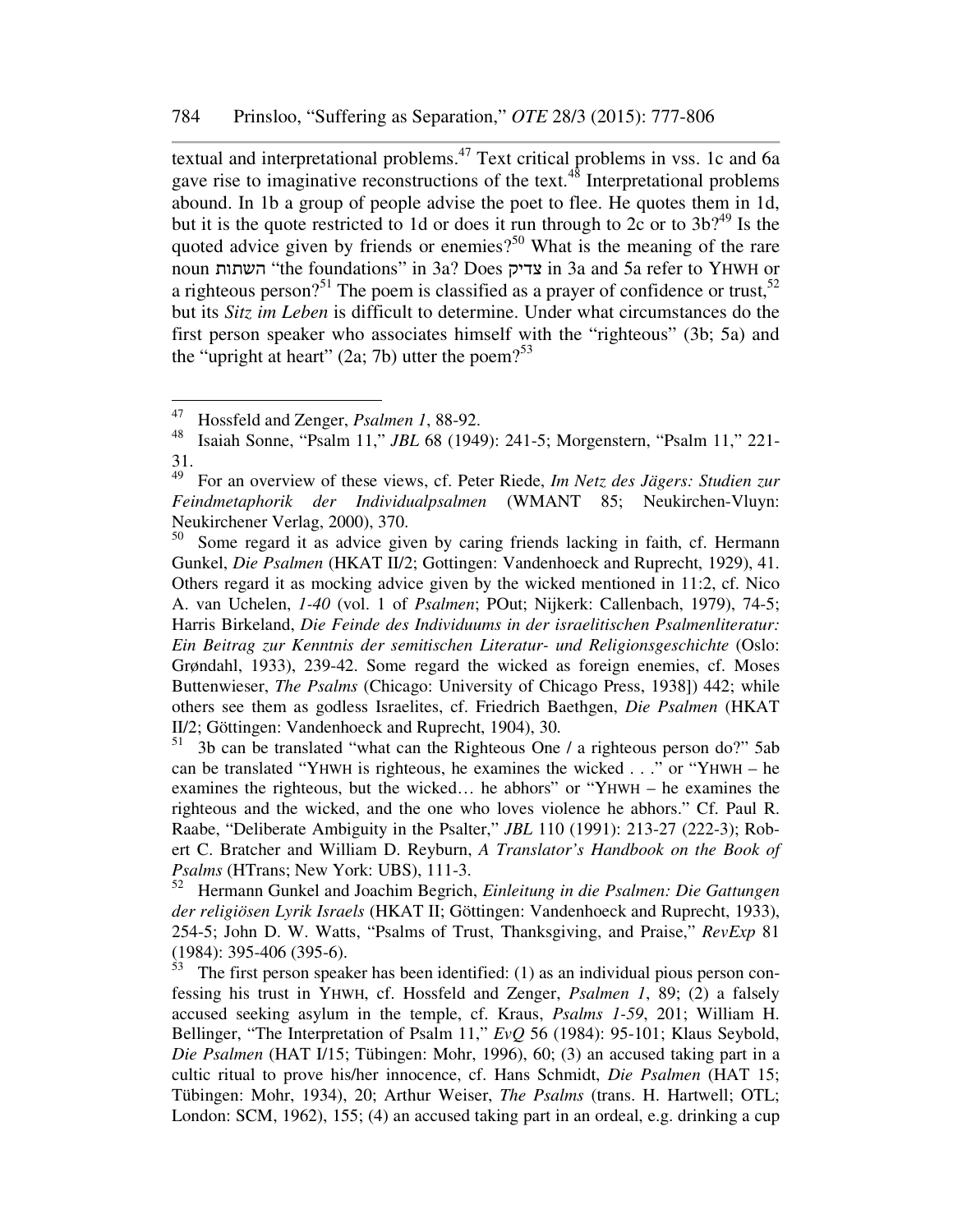textual and interpretational problems.[47] Text critical problems in vss. 1c and 6a gave rise to imaginative reconstructions of the text.[48] Interpretational problems abound. In 1b a group of people advise the poet to flee. He quotes them in 1d, but it is the quote restricted to 1d or does it run through to 2c or to 3b?[49] Is the quoted advice given by friends or enemies?[50] What is the meaning of the rare noun השתות "the foundations" in 3a? Does צדיק in 3a and 5a refer to YHWH or a righteous person?[51] The poem is classified as a prayer of confidence or trust,[52] but its *Sitz im Leben* is difficult to determine. Under what circumstances do the first person speaker who associates himself with the "righteous" (3b; 5a) and the "upright at heart" (2a; 7b) utter the poem?[53]

---

[47] Hossfeld and Zenger, *Psalmen 1*, 88-92.

[48] Isaiah Sonne, "Psalm 11," *JBL* 68 (1949): 241-5; Morgenstern, "Psalm 11," 221-31.

[49] For an overview of these views, cf. Peter Riede, *Im Netz des Jägers: Studien zur Feindmetaphorik der Individualpsalmen* (WMANT 85; Neukirchen-Vluyn: Neukirchener Verlag, 2000), 370.

[50] Some regard it as advice given by caring friends lacking in faith, cf. Hermann Gunkel, *Die Psalmen* (HKAT II/2; Gottingen: Vandenhoeck and Ruprecht, 1929), 41. Others regard it as mocking advice given by the wicked mentioned in 11:2, cf. Nico A. van Uchelen, *1-40* (vol. 1 of *Psalmen*; POut; Nijkerk: Callenbach, 1979), 74-5; Harris Birkeland, *Die Feinde des Individuums in der israelitischen Psalmenliteratur: Ein Beitrag zur Kenntnis der semitischen Literatur- und Religionsgeschichte* (Oslo: Grøndahl, 1933), 239-42. Some regard the wicked as foreign enemies, cf. Moses Buttenwieser, *The Psalms* (Chicago: University of Chicago Press, 1938]) 442; while others see them as godless Israelites, cf. Friedrich Baethgen, *Die Psalmen* (HKAT II/2; Göttingen: Vandenhoeck and Ruprecht, 1904), 30.

[51] 3b can be translated "what can the Righteous One / a righteous person do?" 5ab can be translated "YHWH is righteous, he examines the wicked . . ." or "YHWH – he examines the righteous, but the wicked… he abhors" or "YHWH – he examines the righteous and the wicked, and the one who loves violence he abhors." Cf. Paul R. Raabe, "Deliberate Ambiguity in the Psalter," *JBL* 110 (1991): 213-27 (222-3); Robert C. Bratcher and William D. Reyburn, *A Translator's Handbook on the Book of Psalms* (HTrans; New York: UBS), 111-3.

[52] Hermann Gunkel and Joachim Begrich, *Einleitung in die Psalmen: Die Gattungen der religiösen Lyrik Israels* (HKAT II; Göttingen: Vandenhoeck and Ruprecht, 1933), 254-5; John D. W. Watts, "Psalms of Trust, Thanksgiving, and Praise," *RevExp* 81 (1984): 395-406 (395-6).

[53] The first person speaker has been identified: (1) as an individual pious person confessing his trust in YHWH, cf. Hossfeld and Zenger, *Psalmen 1*, 89; (2) a falsely accused seeking asylum in the temple, cf. Kraus, *Psalms 1-59*, 201; William H. Bellinger, "The Interpretation of Psalm 11," *EvQ* 56 (1984): 95-101; Klaus Seybold, *Die Psalmen* (HAT I/15; Tübingen: Mohr, 1996), 60; (3) an accused taking part in a cultic ritual to prove his/her innocence, cf. Hans Schmidt, *Die Psalmen* (HAT 15; Tübingen: Mohr, 1934), 20; Arthur Weiser, *The Psalms* (trans. H. Hartwell; OTL; London: SCM, 1962), 155; (4) an accused taking part in an ordeal, e.g. drinking a cup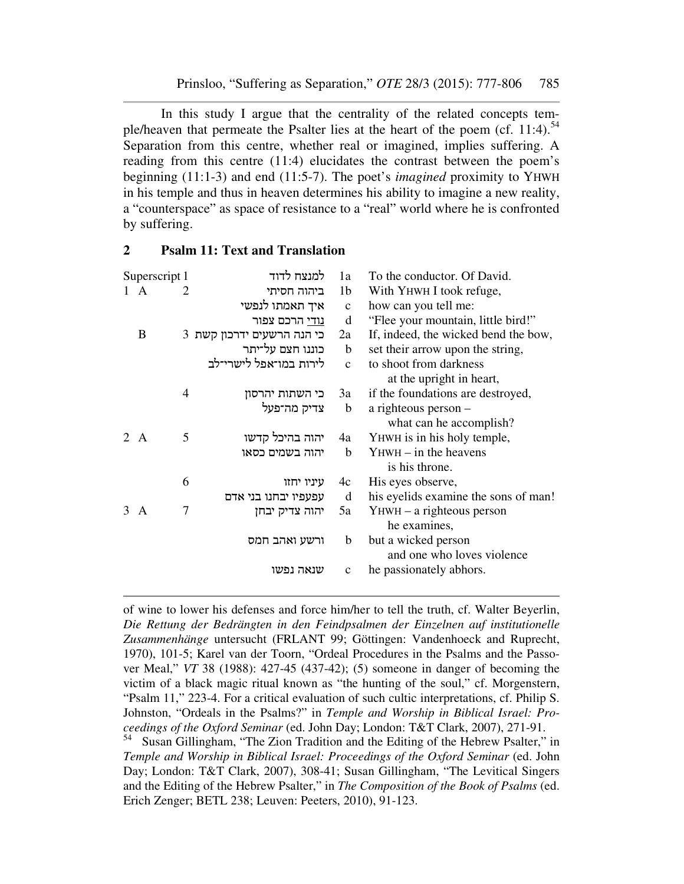In this study I argue that the centrality of the related concepts temple/heaven that permeate the Psalter lies at the heart of the poem (cf. 11:4).[54] Separation from this centre, whether real or imagined, implies suffering. A reading from this centre (11:4) elucidates the contrast between the poem's beginning (11:1-3) and end (11:5-7). The poet's *imagined* proximity to YHWH in his temple and thus in heaven determines his ability to imagine a new reality, a "counterspace" as space of resistance to a "real" world where he is confronted by suffering.

## 2 Psalm 11: Text and Translation

| | | | | | |
|---|---|---|---|---|---|
| Superscript | 1 | למנצח לדוד | 1a | To the conductor. Of David. |
| 1 A | 2 | ביהוה חסיתי | 1b | With YHWH I took refuge, |
| | | איך תאמתו לנפשי | c | how can you tell me: |
| | | נודי הרכם צפור | d | "Flee your mountain, little bird!" |
| B | 3 | כי הנה הרשעים ידרכון קשת | 2a | If, indeed, the wicked bend the bow, |
| | | כוננו חצם על־יתר | b | set their arrow upon the string, |
| | | לירות במו־אפל לישרי־לב | c | to shoot from darkness at the upright in heart, |
| | 4 | כי השתות יהרסון | 3a | if the foundations are destroyed, |
| | | צדיק מה־פעל | b | a righteous person – what can he accomplish? |
| 2 A | 5 | יהוה בהיכל קדשו | 4a | YHWH is in his holy temple, |
| | | יהוה בשמים כסאו | b | YHWH – in the heavens is his throne. |
| | 6 | עיניו יחזו | 4c | His eyes observe, |
| | | עפעפיו יבחנו בני אדם | d | his eyelids examine the sons of man! |
| 3 A | 7 | יהוה צדיק יבחן | 5a | YHWH – a righteous person he examines, |
| | | ורשע ואהב חמס | b | but a wicked person and one who loves violence |
| | | שנאה נפשו | c | he passionately abhors. |

of wine to lower his defenses and force him/her to tell the truth, cf. Walter Beyerlin, *Die Rettung der Bedrängten in den Feindpsalmen der Einzelnen auf institutionelle Zusammenhänge* untersucht (FRLANT 99; Göttingen: Vandenhoeck and Ruprecht, 1970), 101-5; Karel van der Toorn, "Ordeal Procedures in the Psalms and the Passover Meal," *VT* 38 (1988): 427-45 (437-42); (5) someone in danger of becoming the victim of a black magic ritual known as "the hunting of the soul," cf. Morgenstern, "Psalm 11," 223-4. For a critical evaluation of such cultic interpretations, cf. Philip S. Johnston, "Ordeals in the Psalms?" in *Temple and Worship in Biblical Israel: Proceedings of the Oxford Seminar* (ed. John Day; London: T&T Clark, 2007), 271-91.

[54] Susan Gillingham, "The Zion Tradition and the Editing of the Hebrew Psalter," in *Temple and Worship in Biblical Israel: Proceedings of the Oxford Seminar* (ed. John Day; London: T&T Clark, 2007), 308-41; Susan Gillingham, "The Levitical Singers and the Editing of the Hebrew Psalter," in *The Composition of the Book of Psalms* (ed. Erich Zenger; BETL 238; Leuven: Peeters, 2010), 91-123.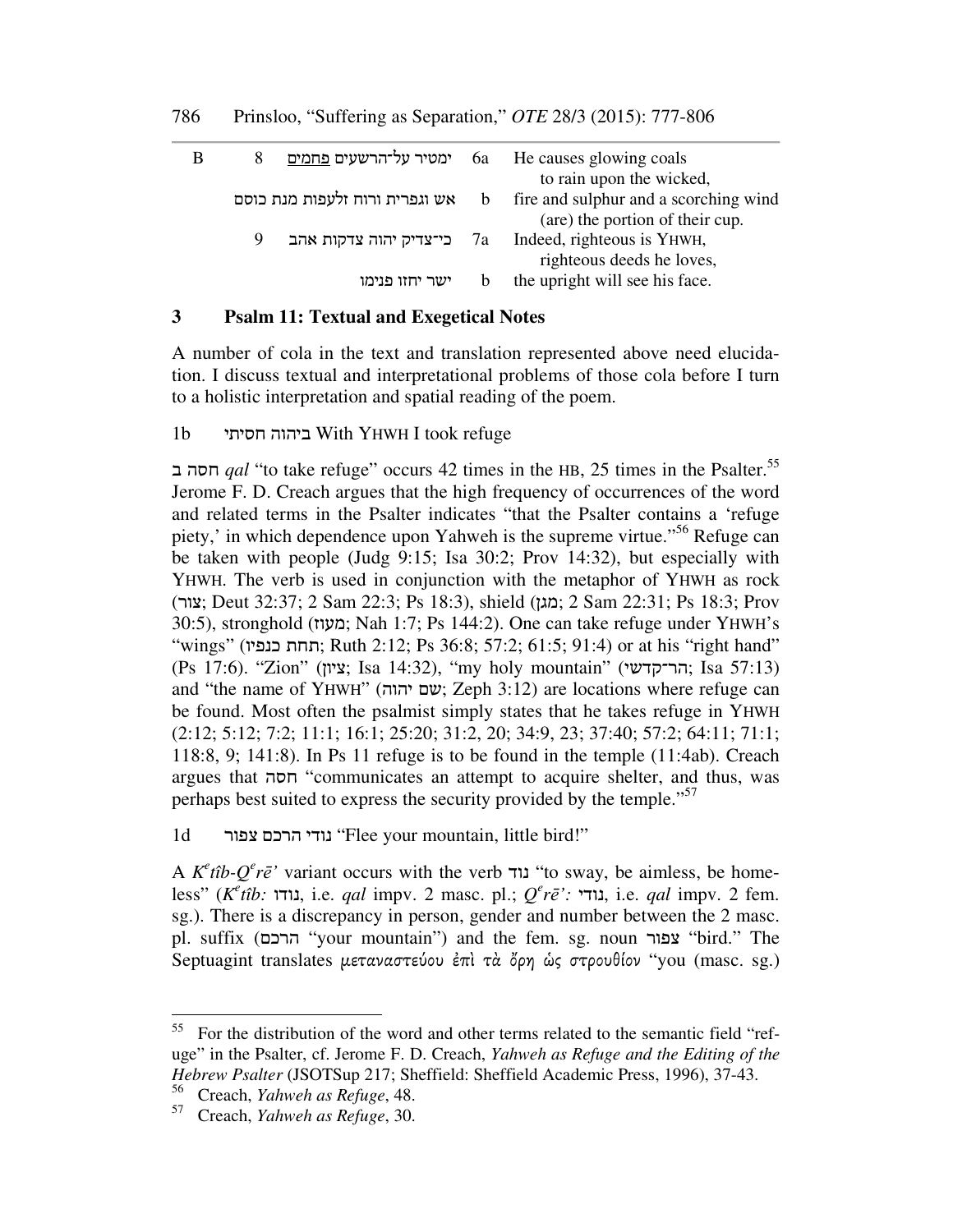| | | | | |
|---|---|---|---|---|
| B | 8 | ימטיר על־הרשעים <u>פחמים</u> | 6a | He causes glowing coals to rain upon the wicked, |
| | | אש וגפרית ורוח זלעפות מנת כוסם | b | fire and sulphur and a scorching wind (are) the portion of their cup. |
| | 9 | כי־צדיק יהוה צדקות אהב | 7a | Indeed, righteous is YHWH, righteous deeds he loves, |
| | | ישר יחזו פנימו | b | the upright will see his face. |

## 3 Psalm 11: Textual and Exegetical Notes

A number of cola in the text and translation represented above need elucidation. I discuss textual and interpretational problems of those cola before I turn to a holistic interpretation and spatial reading of the poem.

1b ביהוה חסיתי With YHWH I took refuge

חסה ב *qal* "to take refuge" occurs 42 times in the HB, 25 times in the Psalter.[55] Jerome F. D. Creach argues that the high frequency of occurrences of the word and related terms in the Psalter indicates "that the Psalter contains a 'refuge piety,' in which dependence upon Yahweh is the supreme virtue."[56] Refuge can be taken with people (Judg 9:15; Isa 30:2; Prov 14:32), but especially with YHWH. The verb is used in conjunction with the metaphor of YHWH as rock (צור; Deut 32:37; 2 Sam 22:3; Ps 18:3), shield (מגן; 2 Sam 22:31; Ps 18:3; Prov 30:5), stronghold (מעוז; Nah 1:7; Ps 144:2). One can take refuge under YHWH's "wings" (תחת כנפיו; Ruth 2:12; Ps 36:8; 57:2; 61:5; 91:4) or at his "right hand" (Ps 17:6). "Zion" (ציון; Isa 14:32), "my holy mountain" (הר־קדשי; Isa 57:13) and "the name of YHWH" (שם יהוה; Zeph 3:12) are locations where refuge can be found. Most often the psalmist simply states that he takes refuge in YHWH (2:12; 5:12; 7:2; 11:1; 16:1; 25:20; 31:2, 20; 34:9, 23; 37:40; 57:2; 64:11; 71:1; 118:8, 9; 141:8). In Ps 11 refuge is to be found in the temple (11:4ab). Creach argues that חסה "communicates an attempt to acquire shelter, and thus, was perhaps best suited to express the security provided by the temple."[57]

1d נודי הרכם צפור "Flee your mountain, little bird!"

A *K^etîb-Q^erē'* variant occurs with the verb נוד "to sway, be aimless, be homeless" (*K^etîb:* נודו, i.e. *qal* impv. 2 masc. pl.; *Q^erē':* נודי, i.e. *qal* impv. 2 fem. sg.). There is a discrepancy in person, gender and number between the 2 masc. pl. suffix (הרכם "your mountain") and the fem. sg. noun צפור "bird." The Septuagint translates μεταναστεύου ἐπὶ τὰ ὄρη ὡς στρουθίον "you (masc. sg.)

---

[55] For the distribution of the word and other terms related to the semantic field "refuge" in the Psalter, cf. Jerome F. D. Creach, *Yahweh as Refuge and the Editing of the Hebrew Psalter* (JSOTSup 217; Sheffield: Sheffield Academic Press, 1996), 37-43.

[56] Creach, *Yahweh as Refuge*, 48.

[57] Creach, *Yahweh as Refuge*, 30.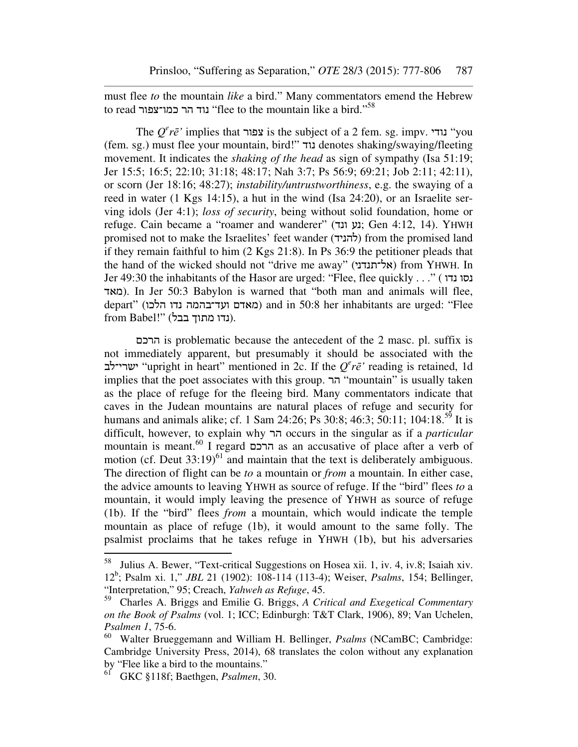must flee *to* the mountain *like* a bird." Many commentators emend the Hebrew to read נוד הר כמו־צפור "flee to the mountain like a bird."[58]

The *Q^e^rē'* implies that צפור is the subject of a 2 fem. sg. impv. נודי "you (fem. sg.) must flee your mountain, bird!" נוד denotes shaking/swaying/fleeting movement. It indicates the *shaking of the head* as sign of sympathy (Isa 51:19; Jer 15:5; 16:5; 22:10; 31:18; 48:17; Nah 3:7; Ps 56:9; 69:21; Job 2:11; 42:11), or scorn (Jer 18:16; 48:27); *instability/untrustworthiness*, e.g. the swaying of a reed in water (1 Kgs 14:15), a hut in the wind (Isa 24:20), or an Israelite serving idols (Jer 4:1); *loss of security*, being without solid foundation, home or refuge. Cain became a "roamer and wanderer" (נע ונד; Gen 4:12, 14). YHWH promised not to make the Israelites' feet wander (להניד) from the promised land if they remain faithful to him (2 Kgs 21:8). In Ps 36:9 the petitioner pleads that the hand of the wicked should not "drive me away" (אל־תנדני) from YHWH. In Jer 49:30 the inhabitants of the Hasor are urged: "Flee, flee quickly . . ." (נסו נדו מאד). In Jer 50:3 Babylon is warned that "both man and animals will flee, depart" (מאדם ועד־בהמה נדו הלכו) and in 50:8 her inhabitants are urged: "Flee from Babel!" (נדו מתוך בבל).

הרכם is problematic because the antecedent of the 2 masc. pl. suffix is not immediately apparent, but presumably it should be associated with the ישרי־לב "upright in heart" mentioned in 2c. If the *Q^e^rē'* reading is retained, 1d implies that the poet associates with this group. הר "mountain" is usually taken as the place of refuge for the fleeing bird. Many commentators indicate that caves in the Judean mountains are natural places of refuge and security for humans and animals alike; cf. 1 Sam 24:26; Ps 30:8; 46:3; 50:11; 104:18.[59] It is difficult, however, to explain why הר occurs in the singular as if a *particular* mountain is meant.[60] I regard הרכם as an accusative of place after a verb of motion (cf. Deut 33:19)[61] and maintain that the text is deliberately ambiguous. The direction of flight can be *to* a mountain or *from* a mountain. In either case, the advice amounts to leaving YHWH as source of refuge. If the "bird" flees *to* a mountain, it would imply leaving the presence of YHWH as source of refuge (1b). If the "bird" flees *from* a mountain, which would indicate the temple mountain as place of refuge (1b), it would amount to the same folly. The psalmist proclaims that he takes refuge in YHWH (1b), but his adversaries

---

[58] Julius A. Bewer, "Text-critical Suggestions on Hosea xii. 1, iv. 4, iv.8; Isaiah xiv. 12b; Psalm xi. 1," *JBL* 21 (1902): 108-114 (113-4); Weiser, *Psalms*, 154; Bellinger, "Interpretation," 95; Creach, *Yahweh as Refuge*, 45.

[59] Charles A. Briggs and Emilie G. Briggs, *A Critical and Exegetical Commentary on the Book of Psalms* (vol. 1; ICC; Edinburgh: T&T Clark, 1906), 89; Van Uchelen, *Psalmen 1*, 75-6.

[60] Walter Brueggemann and William H. Bellinger, *Psalms* (NCamBC; Cambridge: Cambridge University Press, 2014), 68 translates the colon without any explanation by "Flee like a bird to the mountains."

[61] GKC §118f; Baethgen, *Psalmen*, 30.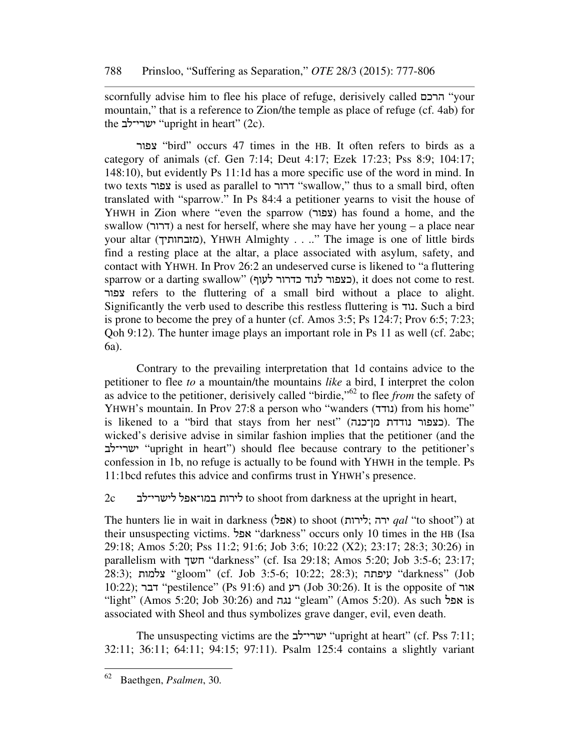scornfully advise him to flee his place of refuge, derisively called הרכם "your mountain," that is a reference to Zion/the temple as place of refuge (cf. 4ab) for the ישרי־לב "upright in heart" (2c).

צפור "bird" occurs 47 times in the HB. It often refers to birds as a category of animals (cf. Gen 7:14; Deut 4:17; Ezek 17:23; Pss 8:9; 104:17; 148:10), but evidently Ps 11:1d has a more specific use of the word in mind. In two texts צפור is used as parallel to דרור "swallow," thus to a small bird, often translated with "sparrow." In Ps 84:4 a petitioner yearns to visit the house of YHWH in Zion where "even the sparrow (צפור) has found a home, and the swallow (דרור) a nest for herself, where she may have her young – a place near your altar (מזבחותיך), YHWH Almighty . . .." The image is one of little birds find a resting place at the altar, a place associated with asylum, safety, and contact with YHWH. In Prov 26:2 an undeserved curse is likened to "a fluttering sparrow or a darting swallow" (כצפור לנוד כדרור לעוף), it does not come to rest. צפור refers to the fluttering of a small bird without a place to alight. Significantly the verb used to describe this restless fluttering is נוד. Such a bird is prone to become the prey of a hunter (cf. Amos 3:5; Ps 124:7; Prov 6:5; 7:23; Qoh 9:12). The hunter image plays an important role in Ps 11 as well (cf. 2abc; 6a).

Contrary to the prevailing interpretation that 1d contains advice to the petitioner to flee *to* a mountain/the mountains *like* a bird, I interpret the colon as advice to the petitioner, derisively called "birdie,"[62] to flee *from* the safety of YHWH's mountain. In Prov 27:8 a person who "wanders (נודד) from his home" is likened to a "bird that stays from her nest" (כצפור נודדת מן־כנה). The wicked's derisive advise in similar fashion implies that the petitioner (and the ישרי־לב "upright in heart") should flee because contrary to the petitioner's confession in 1b, no refuge is actually to be found with YHWH in the temple. Ps 11:1bcd refutes this advice and confirms trust in YHWH's presence.

2c לירות במו־אפל לישרי־לב to shoot from darkness at the upright in heart,

The hunters lie in wait in darkness (אפל) to shoot (לירות; ירה *qal* "to shoot") at their unsuspecting victims. אפל "darkness" occurs only 10 times in the HB (Isa 29:18; Amos 5:20; Pss 11:2; 91:6; Job 3:6; 10:22 (X2); 23:17; 28:3; 30:26) in parallelism with חשך "darkness" (cf. Isa 29:18; Amos 5:20; Job 3:5-6; 23:17; 28:3); צלמות "gloom" (cf. Job 3:5-6; 10:22; 28:3); עיפתה "darkness" (Job 10:22); דבר "pestilence" (Ps 91:6) and רע (Job 30:26). It is the opposite of אור "light" (Amos 5:20; Job 30:26) and נגה "gleam" (Amos 5:20). As such אפל is associated with Sheol and thus symbolizes grave danger, evil, even death.

The unsuspecting victims are the ישרי־לב "upright at heart" (cf. Pss 7:11; 32:11; 36:11; 64:11; 94:15; 97:11). Psalm 125:4 contains a slightly variant

---

[62] Baethgen, *Psalmen*, 30.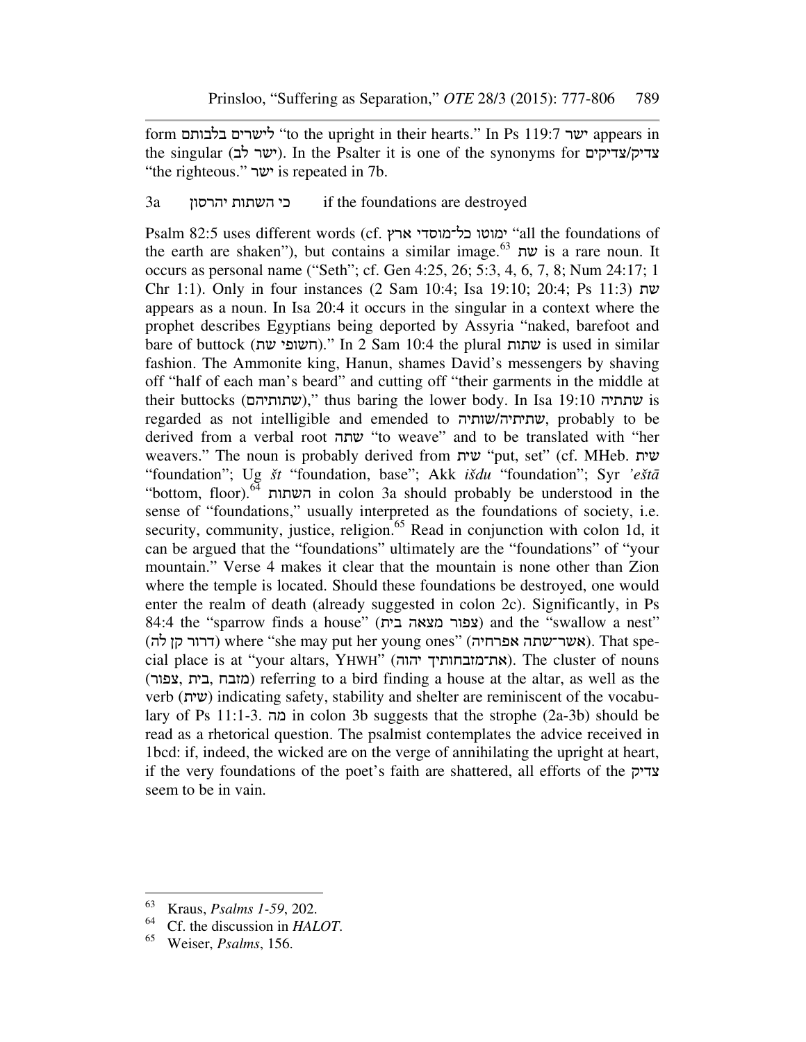form לישרים בלבותם "to the upright in their hearts." In Ps 119:7 ישר appears in the singular (ישר לב). In the Psalter it is one of the synonyms for צדיק/צדיקים "the righteous." ישר is repeated in 7b.

3a   כי השתות יהרסון   if the foundations are destroyed

Psalm 82:5 uses different words (cf. ימוטו כל־מוסדי ארץ "all the foundations of the earth are shaken"), but contains a similar image.[63] שת is a rare noun. It occurs as personal name ("Seth"; cf. Gen 4:25, 26; 5:3, 4, 6, 7, 8; Num 24:17; 1 Chr 1:1). Only in four instances (2 Sam 10:4; Isa 19:10; 20:4; Ps 11:3) שת appears as a noun. In Isa 20:4 it occurs in the singular in a context where the prophet describes Egyptians being deported by Assyria "naked, barefoot and bare of buttock (חשופי שת)." In 2 Sam 10:4 the plural שתות is used in similar fashion. The Ammonite king, Hanun, shames David's messengers by shaving off "half of each man's beard" and cutting off "their garments in the middle at their buttocks (שתותיהם)," thus baring the lower body. In Isa 19:10 שתתיה is regarded as not intelligible and emended to שתיתיה/שותיה, probably to be derived from a verbal root שתה "to weave" and to be translated with "her weavers." The noun is probably derived from שית "put, set" (cf. MHeb. שית "foundation"; Ug *št* "foundation, base"; Akk *išdu* "foundation"; Syr *'eštā* "bottom, floor).[64] השתות in colon 3a should probably be understood in the sense of "foundations," usually interpreted as the foundations of society, i.e. security, community, justice, religion.[65] Read in conjunction with colon 1d, it can be argued that the "foundations" ultimately are the "foundations" of "your mountain." Verse 4 makes it clear that the mountain is none other than Zion where the temple is located. Should these foundations be destroyed, one would enter the realm of death (already suggested in colon 2c). Significantly, in Ps 84:4 the "sparrow finds a house" (צפור מצאה בית) and the "swallow a nest" (דרור קן לה) where "she may put her young ones" (אשר־שתה אפרחיה). That special place is at "your altars, YHWH" (את־מזבחותיך יהוה). The cluster of nouns (צפור, בית, מזבח) referring to a bird finding a house at the altar, as well as the verb (שית) indicating safety, stability and shelter are reminiscent of the vocabulary of Ps 11:1-3. מה in colon 3b suggests that the strophe (2a-3b) should be read as a rhetorical question. The psalmist contemplates the advice received in 1bcd: if, indeed, the wicked are on the verge of annihilating the upright at heart, if the very foundations of the poet's faith are shattered, all efforts of the צדיק seem to be in vain.

---

[63] Kraus, *Psalms 1-59*, 202.

[64] Cf. the discussion in *HALOT*.

[65] Weiser, *Psalms*, 156.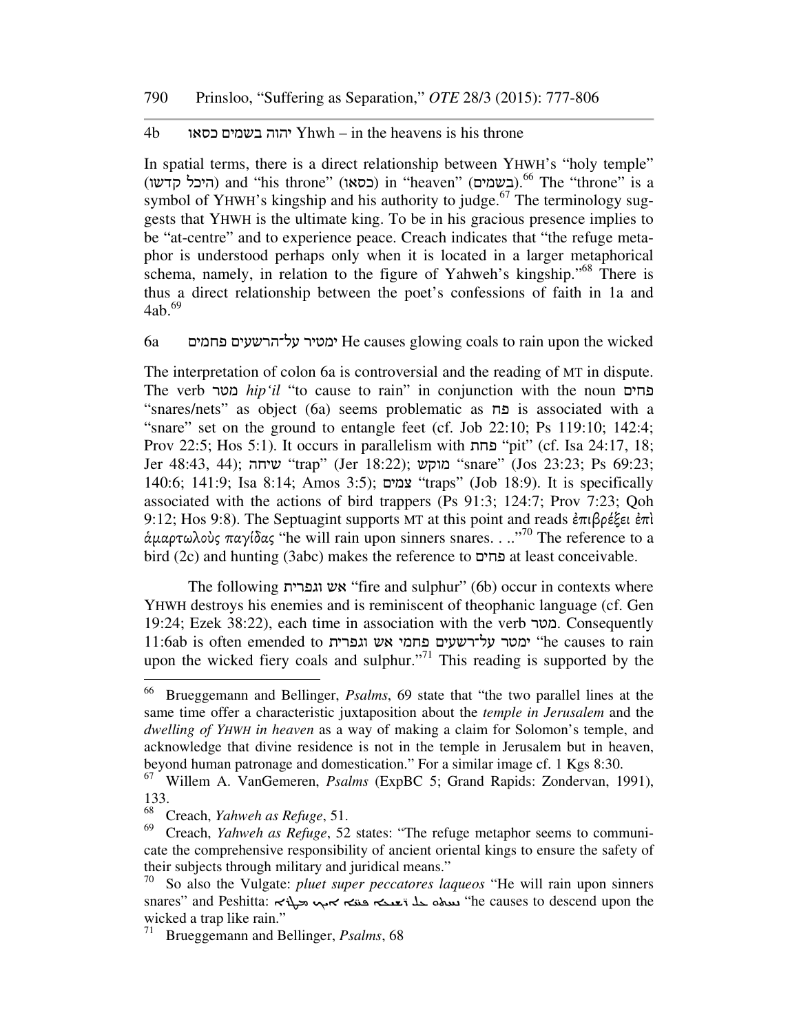4b יהוה בשמים כסאו Yhwh – in the heavens is his throne

In spatial terms, there is a direct relationship between YHWH's "holy temple" (היכל קדשו) and "his throne" (כסאו) in "heaven" (בשמים).[66] The "throne" is a symbol of YHWH's kingship and his authority to judge.[67] The terminology suggests that YHWH is the ultimate king. To be in his gracious presence implies to be "at-centre" and to experience peace. Creach indicates that "the refuge metaphor is understood perhaps only when it is located in a larger metaphorical schema, namely, in relation to the figure of Yahweh's kingship."[68] There is thus a direct relationship between the poet's confessions of faith in 1a and 4ab.[69]

6a ימטיר על־הרשעים פחמים He causes glowing coals to rain upon the wicked

The interpretation of colon 6a is controversial and the reading of MT in dispute. The verb מטר *hip'il* "to cause to rain" in conjunction with the noun פחים "snares/nets" as object (6a) seems problematic as פח is associated with a "snare" set on the ground to entangle feet (cf. Job 22:10; Ps 119:10; 142:4; Prov 22:5; Hos 5:1). It occurs in parallelism with פחת "pit" (cf. Isa 24:17, 18; Jer 48:43, 44); שיחה "trap" (Jer 18:22); מוקש "snare" (Jos 23:23; Ps 69:23; 140:6; 141:9; Isa 8:14; Amos 3:5); צמים "traps" (Job 18:9). It is specifically associated with the actions of bird trappers (Ps 91:3; 124:7; Prov 7:23; Qoh 9:12; Hos 9:8). The Septuagint supports MT at this point and reads ἐπιβρέξει ἐπὶ ἁμαρτωλοὺς παγίδας "he will rain upon sinners snares. . .."[70] The reference to a bird (2c) and hunting (3abc) makes the reference to פחים at least conceivable.

The following אש וגפרית "fire and sulphur" (6b) occur in contexts where YHWH destroys his enemies and is reminiscent of theophanic language (cf. Gen 19:24; Ezek 38:22), each time in association with the verb מטר. Consequently 11:6ab is often emended to ימטר על־רשעים פחמי אש וגפרית "he causes to rain upon the wicked fiery coals and sulphur."[71] This reading is supported by the

---

[66] Brueggemann and Bellinger, *Psalms*, 69 state that "the two parallel lines at the same time offer a characteristic juxtaposition about the *temple in Jerusalem* and the *dwelling of YHWH in heaven* as a way of making a claim for Solomon's temple, and acknowledge that divine residence is not in the temple in Jerusalem but in heaven, beyond human patronage and domestication." For a similar image cf. 1 Kgs 8:30.

[67] Willem A. VanGemeren, *Psalms* (ExpBC 5; Grand Rapids: Zondervan, 1991), 133.

[68] Creach, *Yahweh as Refuge*, 51.

[69] Creach, *Yahweh as Refuge*, 52 states: "The refuge metaphor seems to communicate the comprehensive responsibility of ancient oriental kings to ensure the safety of their subjects through military and juridical means."

[70] So also the Vulgate: *pluet super peccatores laqueos* "He will rain upon sinners snares" and Peshitta: ܢܚܬ ܥܠ ܪ̈ܫܝܥܐ ܦܚܐ ܐܝܟ ܡܛܪܐ "he causes to descend upon the wicked a trap like rain."

[71] Brueggemann and Bellinger, *Psalms*, 68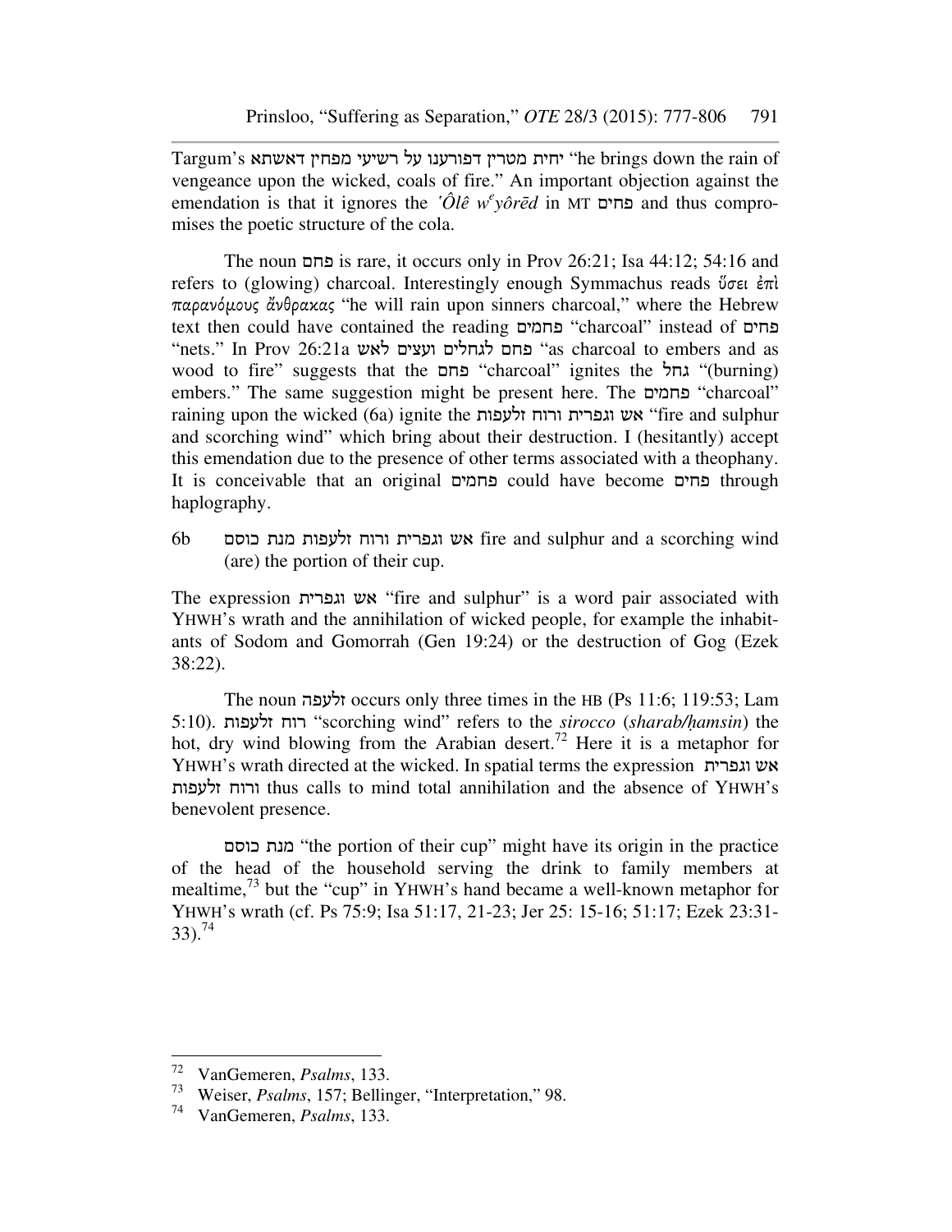Targum's יחית מטרין דפורענו על רשיעי מפחין דאשתא "he brings down the rain of vengeance upon the wicked, coals of fire." An important objection against the emendation is that it ignores the *'Ôlê w^e^yôrēd* in MT פחים and thus compromises the poetic structure of the cola.

The noun פחם is rare, it occurs only in Prov 26:21; Isa 44:12; 54:16 and refers to (glowing) charcoal. Interestingly enough Symmachus reads ὕσει ἐπὶ παρανόμους ἄνθρακας "he will rain upon sinners charcoal," where the Hebrew text then could have contained the reading פחמים "charcoal" instead of פחים "nets." In Prov 26:21a פחם לגחלים ועצים לאש "as charcoal to embers and as wood to fire" suggests that the פחם "charcoal" ignites the גחל "(burning) embers." The same suggestion might be present here. The פחמים "charcoal" raining upon the wicked (6a) ignite the אש וגפרית ורוח זלעפות "fire and sulphur and scorching wind" which bring about their destruction. I (hesitantly) accept this emendation due to the presence of other terms associated with a theophany. It is conceivable that an original פחמים could have become פחים through haplography.

6b אש וגפרית ורוח זלעפות מנת כוסם fire and sulphur and a scorching wind (are) the portion of their cup.

The expression אש וגפרית "fire and sulphur" is a word pair associated with YHWH's wrath and the annihilation of wicked people, for example the inhabitants of Sodom and Gomorrah (Gen 19:24) or the destruction of Gog (Ezek 38:22).

The noun זלעפה occurs only three times in the HB (Ps 11:6; 119:53; Lam 5:10). רוח זלעפות "scorching wind" refers to the *sirocco* (*sharab/ḥamsin*) the hot, dry wind blowing from the Arabian desert.[72] Here it is a metaphor for YHWH's wrath directed at the wicked. In spatial terms the expression אש וגפרית ורוח זלעפות thus calls to mind total annihilation and the absence of YHWH's benevolent presence.

מנת כוסם "the portion of their cup" might have its origin in the practice of the head of the household serving the drink to family members at mealtime,[73] but the "cup" in YHWH's hand became a well-known metaphor for YHWH's wrath (cf. Ps 75:9; Isa 51:17, 21-23; Jer 25: 15-16; 51:17; Ezek 23:31-33).[74]

---

[72] VanGemeren, *Psalms*, 133.

[73] Weiser, *Psalms*, 157; Bellinger, "Interpretation," 98.

[74] VanGemeren, *Psalms*, 133.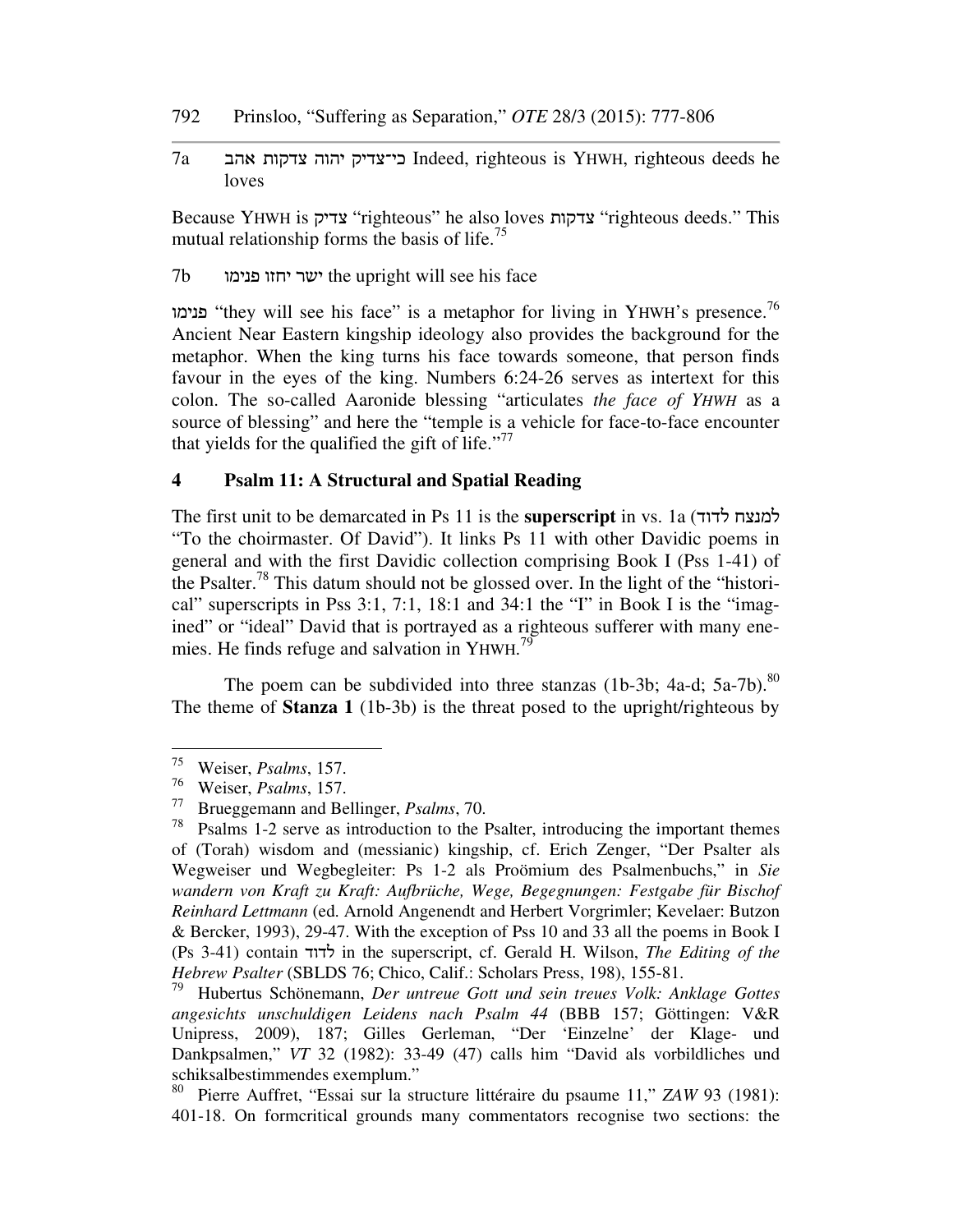7a כי־צדיק יהוה צדקות אהב Indeed, righteous is YHWH, righteous deeds he loves

Because YHWH is צדיק "righteous" he also loves צדקות "righteous deeds." This mutual relationship forms the basis of life.[75]

7b ישר יחזו פנימו the upright will see his face

פנימו "they will see his face" is a metaphor for living in YHWH's presence.[76] Ancient Near Eastern kingship ideology also provides the background for the metaphor. When the king turns his face towards someone, that person finds favour in the eyes of the king. Numbers 6:24-26 serves as intertext for this colon. The so-called Aaronide blessing "articulates *the face of YHWH* as a source of blessing" and here the "temple is a vehicle for face-to-face encounter that yields for the qualified the gift of life."[77]

## 4 Psalm 11: A Structural and Spatial Reading

The first unit to be demarcated in Ps 11 is the **superscript** in vs. 1a (למנצח לדוד "To the choirmaster. Of David"). It links Ps 11 with other Davidic poems in general and with the first Davidic collection comprising Book I (Pss 1-41) of the Psalter.[78] This datum should not be glossed over. In the light of the "historical" superscripts in Pss 3:1, 7:1, 18:1 and 34:1 the "I" in Book I is the "imagined" or "ideal" David that is portrayed as a righteous sufferer with many enemies. He finds refuge and salvation in YHWH.[79]

The poem can be subdivided into three stanzas (1b-3b; 4a-d; 5a-7b).[80] The theme of **Stanza 1** (1b-3b) is the threat posed to the upright/righteous by

---

[75] Weiser, *Psalms*, 157.

[76] Weiser, *Psalms*, 157.

[77] Brueggemann and Bellinger, *Psalms*, 70.

[78] Psalms 1-2 serve as introduction to the Psalter, introducing the important themes of (Torah) wisdom and (messianic) kingship, cf. Erich Zenger, "Der Psalter als Wegweiser und Wegbegleiter: Ps 1-2 als Proömium des Psalmenbuchs," in *Sie wandern von Kraft zu Kraft: Aufbrüche, Wege, Begegnungen: Festgabe für Bischof Reinhard Lettmann* (ed. Arnold Angenendt and Herbert Vorgrimler; Kevelaer: Butzon & Bercker, 1993), 29-47. With the exception of Pss 10 and 33 all the poems in Book I (Ps 3-41) contain לדוד in the superscript, cf. Gerald H. Wilson, *The Editing of the Hebrew Psalter* (SBLDS 76; Chico, Calif.: Scholars Press, 198), 155-81.

[79] Hubertus Schönemann, *Der untreue Gott und sein treues Volk: Anklage Gottes angesichts unschuldigen Leidens nach Psalm 44* (BBB 157; Göttingen: V&R Unipress, 2009), 187; Gilles Gerleman, "Der 'Einzelne' der Klage- und Dankpsalmen," *VT* 32 (1982): 33-49 (47) calls him "David als vorbildliches und schiksalbestimmendes exemplum."

[80] Pierre Auffret, "Essai sur la structure littéraire du psaume 11," *ZAW* 93 (1981): 401-18. On formcritical grounds many commentators recognise two sections: the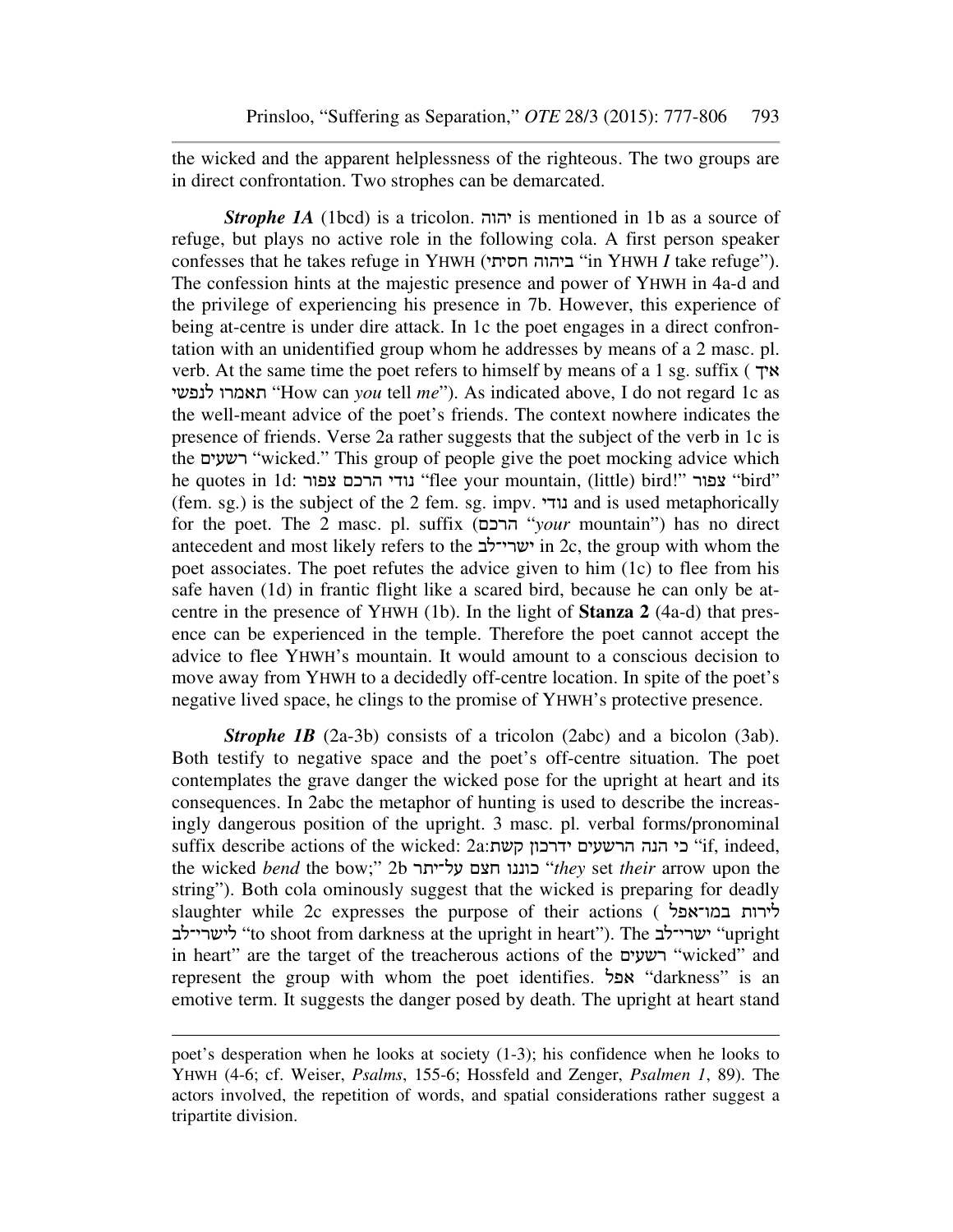the wicked and the apparent helplessness of the righteous. The two groups are in direct confrontation. Two strophes can be demarcated.

***Strophe 1A*** (1bcd) is a tricolon. יהוה is mentioned in 1b as a source of refuge, but plays no active role in the following cola. A first person speaker confesses that he takes refuge in YHWH (ביהוה חסיתי "in YHWH *I* take refuge"). The confession hints at the majestic presence and power of YHWH in 4a-d and the privilege of experiencing his presence in 7b. However, this experience of being at-centre is under dire attack. In 1c the poet engages in a direct confrontation with an unidentified group whom he addresses by means of a 2 masc. pl. verb. At the same time the poet refers to himself by means of a 1 sg. suffix ( איך תאמרו לנפשי "How can *you* tell *me*"). As indicated above, I do not regard 1c as the well-meant advice of the poet's friends. The context nowhere indicates the presence of friends. Verse 2a rather suggests that the subject of the verb in 1c is the רשעים "wicked." This group of people give the poet mocking advice which he quotes in 1d: נודי הרכם צפור "flee your mountain, (little) bird!" צפור "bird" (fem. sg.) is the subject of the 2 fem. sg. impv. נודי and is used metaphorically for the poet. The 2 masc. pl. suffix (הרכם "*your* mountain") has no direct antecedent and most likely refers to the ישרי־לב in 2c, the group with whom the poet associates. The poet refutes the advice given to him (1c) to flee from his safe haven (1d) in frantic flight like a scared bird, because he can only be at-centre in the presence of YHWH (1b). In the light of **Stanza 2** (4a-d) that presence can be experienced in the temple. Therefore the poet cannot accept the advice to flee YHWH's mountain. It would amount to a conscious decision to move away from YHWH to a decidedly off-centre location. In spite of the poet's negative lived space, he clings to the promise of YHWH's protective presence.

***Strophe 1B*** (2a-3b) consists of a tricolon (2abc) and a bicolon (3ab). Both testify to negative space and the poet's off-centre situation. The poet contemplates the grave danger the wicked pose for the upright at heart and its consequences. In 2abc the metaphor of hunting is used to describe the increasingly dangerous position of the upright. 3 masc. pl. verbal forms/pronominal suffix describe actions of the wicked: 2a:כי הנה הרשעים ידרכון קשת "if, indeed, the wicked *bend* the bow;" 2b כוננו חצם על־יתר "*they* set *their* arrow upon the string"). Both cola ominously suggest that the wicked is preparing for deadly slaughter while 2c expresses the purpose of their actions ( לירות במו־אפל לישרי־לב "to shoot from darkness at the upright in heart"). The ישרי־לב "upright in heart" are the target of the treacherous actions of the רשעים "wicked" and represent the group with whom the poet identifies. אפל "darkness" is an emotive term. It suggests the danger posed by death. The upright at heart stand

---

poet's desperation when he looks at society (1-3); his confidence when he looks to YHWH (4-6; cf. Weiser, *Psalms*, 155-6; Hossfeld and Zenger, *Psalmen 1*, 89). The actors involved, the repetition of words, and spatial considerations rather suggest a tripartite division.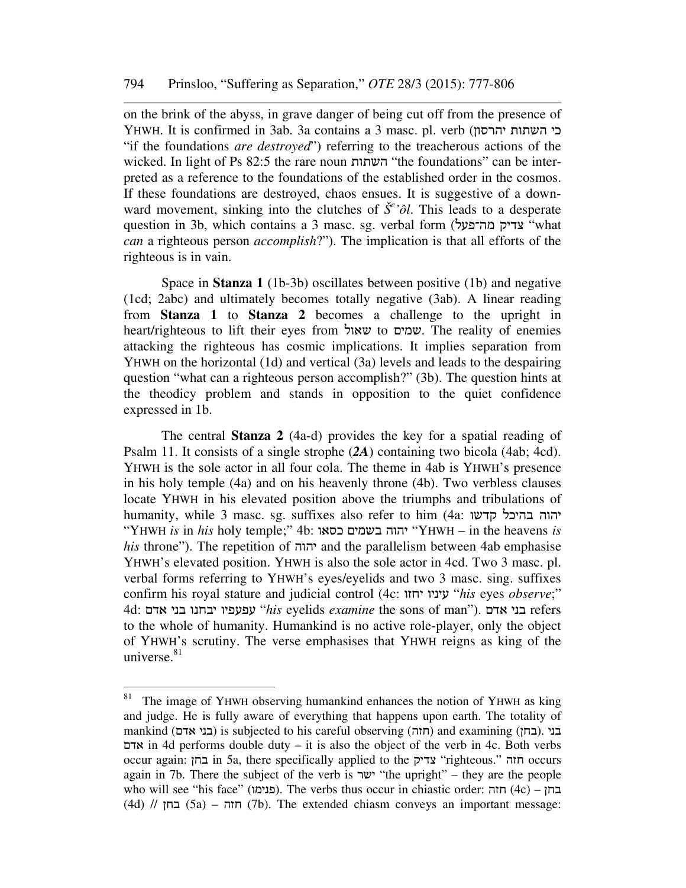on the brink of the abyss, in grave danger of being cut off from the presence of YHWH. It is confirmed in 3ab. 3a contains a 3 masc. pl. verb (כי השתות יהרסון "if the foundations *are destroyed*") referring to the treacherous actions of the wicked. In light of Ps 82:5 the rare noun השתות "the foundations" can be interpreted as a reference to the foundations of the established order in the cosmos. If these foundations are destroyed, chaos ensues. It is suggestive of a downward movement, sinking into the clutches of *Šeʾôl*. This leads to a desperate question in 3b, which contains a 3 masc. sg. verbal form (צדיק מה־פעל "what *can* a righteous person *accomplish*?"). The implication is that all efforts of the righteous is in vain.

Space in **Stanza 1** (1b-3b) oscillates between positive (1b) and negative (1cd; 2abc) and ultimately becomes totally negative (3ab). A linear reading from **Stanza 1** to **Stanza 2** becomes a challenge to the upright in heart/righteous to lift their eyes from שאול to שמים. The reality of enemies attacking the righteous has cosmic implications. It implies separation from YHWH on the horizontal (1d) and vertical (3a) levels and leads to the despairing question "what can a righteous person accomplish?" (3b). The question hints at the theodicy problem and stands in opposition to the quiet confidence expressed in 1b.

The central **Stanza 2** (4a-d) provides the key for a spatial reading of Psalm 11. It consists of a single strophe (***2A***) containing two bicola (4ab; 4cd). YHWH is the sole actor in all four cola. The theme in 4ab is YHWH's presence in his holy temple (4a) and on his heavenly throne (4b). Two verbless clauses locate YHWH in his elevated position above the triumphs and tribulations of humanity, while 3 masc. sg. suffixes also refer to him (4a: יהוה בהיכל קדשו "YHWH *is* in *his* holy temple;" 4b: יהוה בשמים כסאו "YHWH – in the heavens *is his* throne"). The repetition of יהוה and the parallelism between 4ab emphasise YHWH's elevated position. YHWH is also the sole actor in 4cd. Two 3 masc. pl. verbal forms referring to YHWH's eyes/eyelids and two 3 masc. sing. suffixes confirm his royal stature and judicial control (4c: עיניו יחזו "*his* eyes *observe*;" 4d: עפעפיו יבחנו בני אדם "*his* eyelids *examine* the sons of man"). בני אדם refers to the whole of humanity. Humankind is no active role-player, only the object of YHWH's scrutiny. The verse emphasises that YHWH reigns as king of the universe.[81]

---

[81] The image of YHWH observing humankind enhances the notion of YHWH as king and judge. He is fully aware of everything that happens upon earth. The totality of mankind (בני אדם) is subjected to his careful observing (חזה) and examining (בחן). בני אדם in 4d performs double duty – it is also the object of the verb in 4c. Both verbs occur again: בחן in 5a, there specifically applied to the צדיק "righteous." חזה occurs again in 7b. There the subject of the verb is ישר "the upright" – they are the people who will see "his face" (פנימו). The verbs thus occur in chiastic order: חזה (4c) – בחן (4d) // בחן (5a) – חזה (7b). The extended chiasm conveys an important message: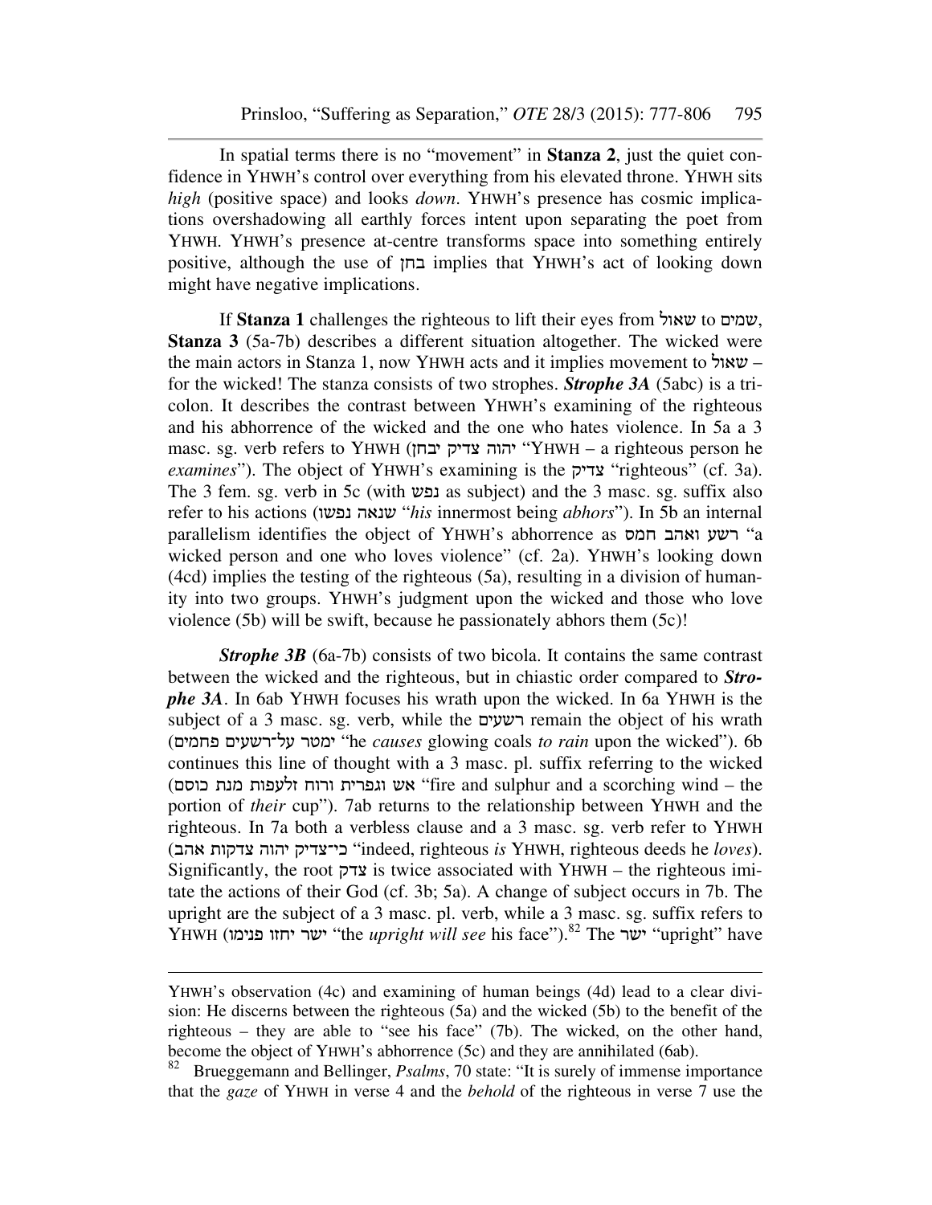In spatial terms there is no "movement" in **Stanza 2**, just the quiet confidence in YHWH's control over everything from his elevated throne. YHWH sits *high* (positive space) and looks *down*. YHWH's presence has cosmic implications overshadowing all earthly forces intent upon separating the poet from YHWH. YHWH's presence at-centre transforms space into something entirely positive, although the use of בחן implies that YHWH's act of looking down might have negative implications.

If **Stanza 1** challenges the righteous to lift their eyes from שאול to שמים, **Stanza 3** (5a-7b) describes a different situation altogether. The wicked were the main actors in Stanza 1, now YHWH acts and it implies movement to שאול – for the wicked! The stanza consists of two strophes. ***Strophe 3A*** (5abc) is a tricolon. It describes the contrast between YHWH's examining of the righteous and his abhorrence of the wicked and the one who hates violence. In 5a a 3 masc. sg. verb refers to YHWH (יהוה צדיק יבחן "YHWH – a righteous person he *examines*"). The object of YHWH's examining is the צדיק "righteous" (cf. 3a). The 3 fem. sg. verb in 5c (with נפש as subject) and the 3 masc. sg. suffix also refer to his actions (שנאה נפשו "*his* innermost being *abhors*"). In 5b an internal parallelism identifies the object of YHWH's abhorrence as רשע ואהב חמס "a wicked person and one who loves violence" (cf. 2a). YHWH's looking down (4cd) implies the testing of the righteous (5a), resulting in a division of humanity into two groups. YHWH's judgment upon the wicked and those who love violence (5b) will be swift, because he passionately abhors them (5c)!

***Strophe 3B*** (6a-7b) consists of two bicola. It contains the same contrast between the wicked and the righteous, but in chiastic order compared to ***Strophe 3A***. In 6ab YHWH focuses his wrath upon the wicked. In 6a YHWH is the subject of a 3 masc. sg. verb, while the רשעים remain the object of his wrath (ימטר על־רשעים פחמים "he *causes* glowing coals *to rain* upon the wicked"). 6b continues this line of thought with a 3 masc. pl. suffix referring to the wicked (אש וגפרית ורוח זלעפות מנת כוסם "fire and sulphur and a scorching wind – the portion of *their* cup"). 7ab returns to the relationship between YHWH and the righteous. In 7a both a verbless clause and a 3 masc. sg. verb refer to YHWH (כי־צדיק יהוה צדקות אהב "indeed, righteous *is* YHWH, righteous deeds he *loves*). Significantly, the root צדק is twice associated with YHWH – the righteous imitate the actions of their God (cf. 3b; 5a). A change of subject occurs in 7b. The upright are the subject of a 3 masc. pl. verb, while a 3 masc. sg. suffix refers to YHWH (ישר יחזו פנימו "the *upright will see* his face").[82] The ישר "upright" have

---

YHWH's observation (4c) and examining of human beings (4d) lead to a clear division: He discerns between the righteous (5a) and the wicked (5b) to the benefit of the righteous – they are able to "see his face" (7b). The wicked, on the other hand, become the object of YHWH's abhorrence (5c) and they are annihilated (6ab).

[82] Brueggemann and Bellinger, *Psalms*, 70 state: "It is surely of immense importance that the *gaze* of YHWH in verse 4 and the *behold* of the righteous in verse 7 use the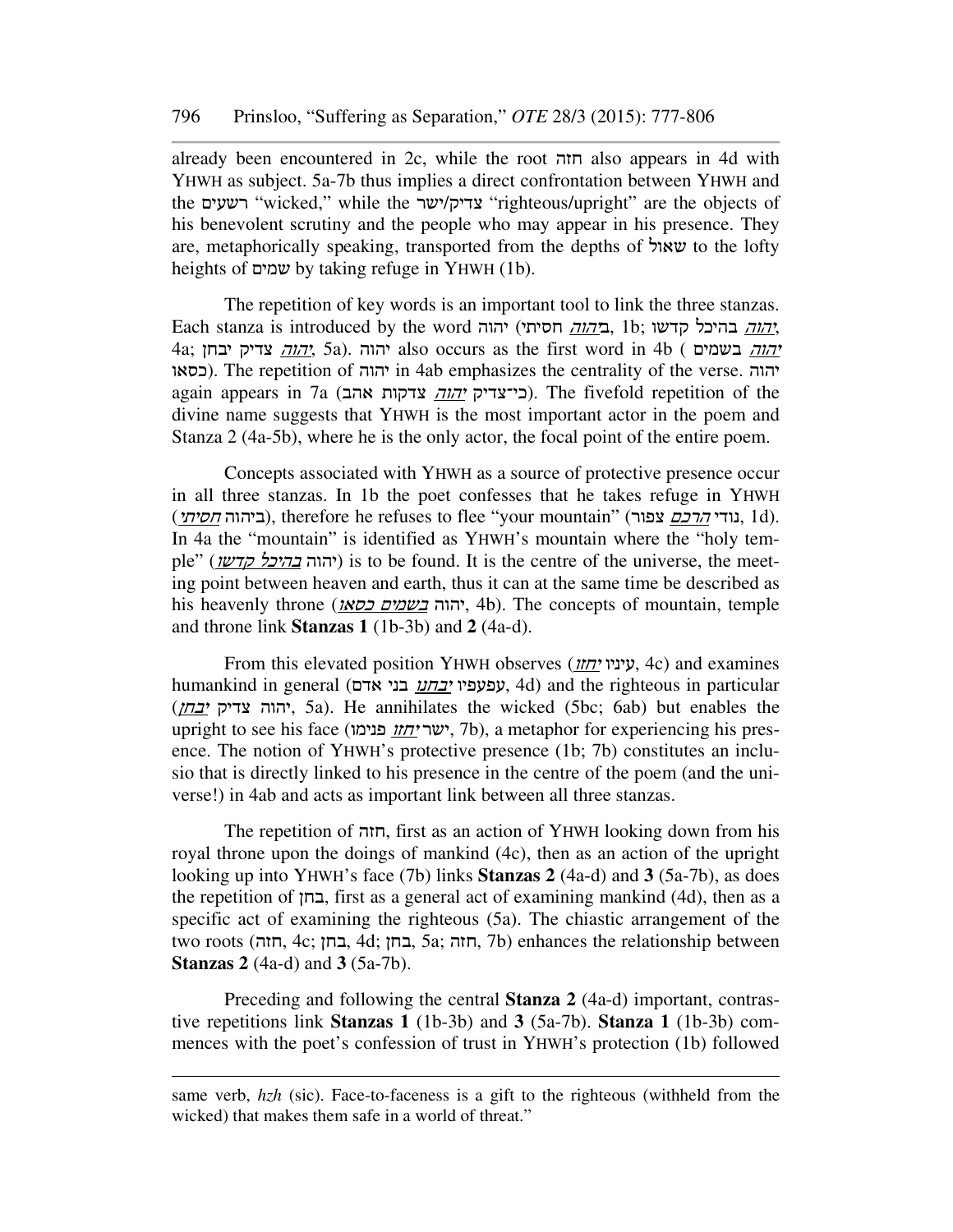already been encountered in 2c, while the root חזה also appears in 4d with YHWH as subject. 5a-7b thus implies a direct confrontation between YHWH and the רשעים "wicked," while the צדיק/ישר "righteous/upright" are the objects of his benevolent scrutiny and the people who may appear in his presence. They are, metaphorically speaking, transported from the depths of שאול to the lofty heights of שמים by taking refuge in YHWH (1b).

The repetition of key words is an important tool to link the three stanzas. Each stanza is introduced by the word יהוה (ב*יהוה* חסיתי, 1b; *יהוה* בהיכל קדשו, 4a; *יהוה* צדיק יבחן, 5a). יהוה also occurs as the first word in 4b (*יהוה* בשמים כסאו). The repetition of יהוה in 4ab emphasizes the centrality of the verse. יהוה again appears in 7a (כי־צדיק *יהוה* צדקות אהב). The fivefold repetition of the divine name suggests that YHWH is the most important actor in the poem and Stanza 2 (4a-5b), where he is the only actor, the focal point of the entire poem.

Concepts associated with YHWH as a source of protective presence occur in all three stanzas. In 1b the poet confesses that he takes refuge in YHWH (ביהוה *חסיתי*), therefore he refuses to flee "your mountain" (נודי *הרכם* צפור, 1d). In 4a the "mountain" is identified as YHWH's mountain where the "holy temple" (יהוה *בהיכל קדשו*) is to be found. It is the centre of the universe, the meeting point between heaven and earth, thus it can at the same time be described as his heavenly throne (יהוה *בשמים כסאו*, 4b). The concepts of mountain, temple and throne link **Stanzas 1** (1b-3b) and **2** (4a-d).

From this elevated position YHWH observes (עיניו *יחזו*, 4c) and examines humankind in general (עפעפיו *יבחנו* בני אדם, 4d) and the righteous in particular (יהוה צדיק *יבחן*, 5a). He annihilates the wicked (5bc; 6ab) but enables the upright to see his face (ישר *יחזו* פנימו, 7b), a metaphor for experiencing his presence. The notion of YHWH's protective presence (1b; 7b) constitutes an inclusio that is directly linked to his presence in the centre of the poem (and the universe!) in 4ab and acts as important link between all three stanzas.

The repetition of חזה, first as an action of YHWH looking down from his royal throne upon the doings of mankind (4c), then as an action of the upright looking up into YHWH's face (7b) links **Stanzas 2** (4a-d) and **3** (5a-7b), as does the repetition of בחן, first as a general act of examining mankind (4d), then as a specific act of examining the righteous (5a). The chiastic arrangement of the two roots (חזה, 4c; בחן, 4d; בחן, 5a; חזה, 7b) enhances the relationship between **Stanzas 2** (4a-d) and **3** (5a-7b).

Preceding and following the central **Stanza 2** (4a-d) important, contrastive repetitions link **Stanzas 1** (1b-3b) and **3** (5a-7b). **Stanza 1** (1b-3b) commences with the poet's confession of trust in YHWH's protection (1b) followed

---

same verb, *hzh* (sic). Face-to-faceness is a gift to the righteous (withheld from the wicked) that makes them safe in a world of threat."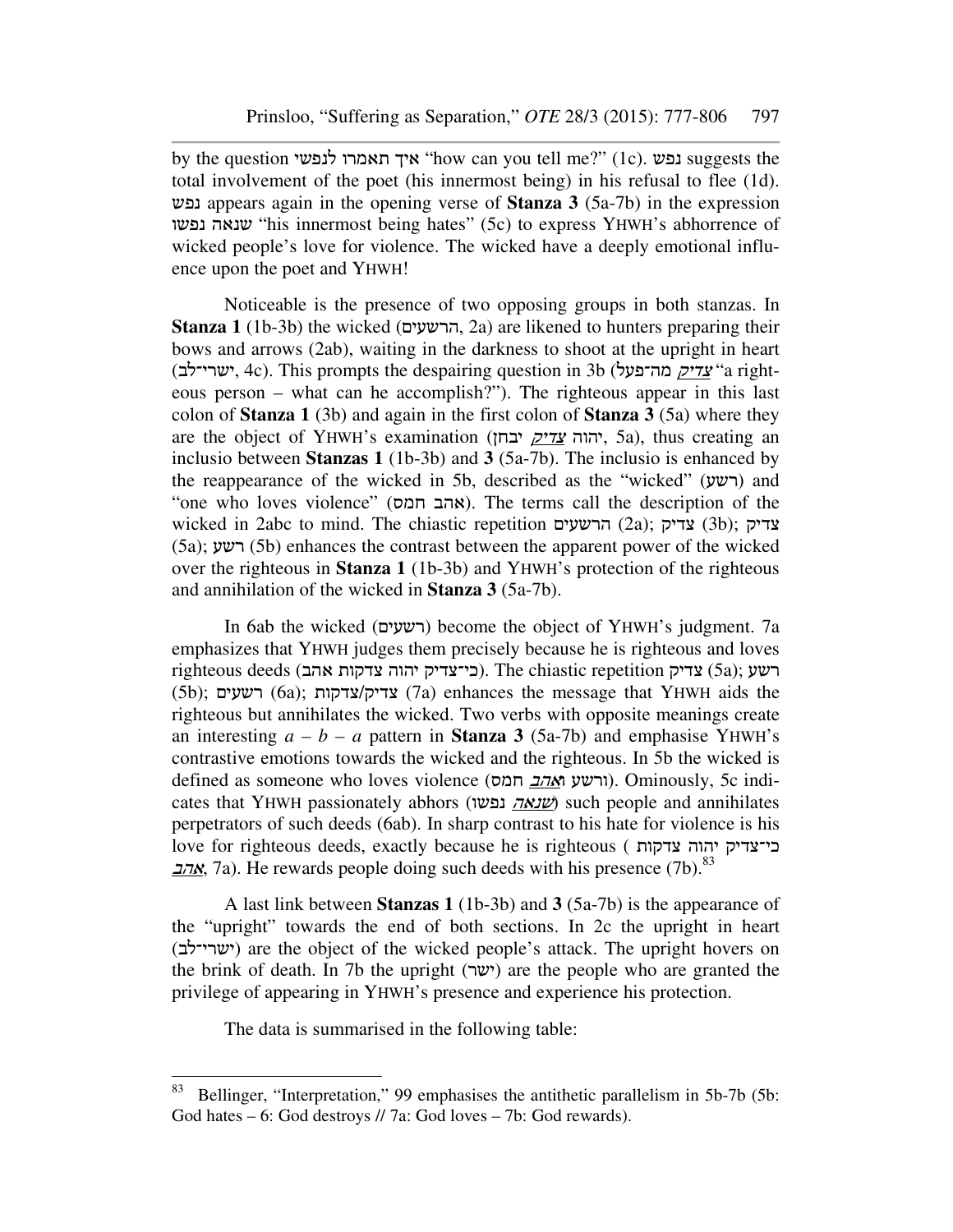by the question איך תאמרו לנפשי "how can you tell me?" (1c). נפש suggests the total involvement of the poet (his innermost being) in his refusal to flee (1d). נפש appears again in the opening verse of **Stanza 3** (5a-7b) in the expression שנאה נפשו "his innermost being hates" (5c) to express YHWH's abhorrence of wicked people's love for violence. The wicked have a deeply emotional influence upon the poet and YHWH!

Noticeable is the presence of two opposing groups in both stanzas. In **Stanza 1** (1b-3b) the wicked (הרשעים, 2a) are likened to hunters preparing their bows and arrows (2ab), waiting in the darkness to shoot at the upright in heart (ישרי־לב, 4c). This prompts the despairing question in 3b (_צדיק_ מה־פעל "a righteous person – what can he accomplish?"). The righteous appear in this last colon of **Stanza 1** (3b) and again in the first colon of **Stanza 3** (5a) where they are the object of YHWH's examination (יהוה _צדיק_ יבחן, 5a), thus creating an inclusio between **Stanzas 1** (1b-3b) and **3** (5a-7b). The inclusio is enhanced by the reappearance of the wicked in 5b, described as the "wicked" (רשע) and "one who loves violence" (אהב חמס). The terms call the description of the wicked in 2abc to mind. The chiastic repetition הרשעים (2a); צדיק (3b); צדיק (5a); רשע (5b) enhances the contrast between the apparent power of the wicked over the righteous in **Stanza 1** (1b-3b) and YHWH's protection of the righteous and annihilation of the wicked in **Stanza 3** (5a-7b).

In 6ab the wicked (רשעים) become the object of YHWH's judgment. 7a emphasizes that YHWH judges them precisely because he is righteous and loves righteous deeds (כי־צדיק יהוה צדקות אהב). The chiastic repetition צדיק (5a); רשע (5b); רשעים (6a); צדיק/צדקות (7a) enhances the message that YHWH aids the righteous but annihilates the wicked. Two verbs with opposite meanings create an interesting *a – b – a* pattern in **Stanza 3** (5a-7b) and emphasise YHWH's contrastive emotions towards the wicked and the righteous. In 5b the wicked is defined as someone who loves violence (ורשע ו_אהב_ חמס). Ominously, 5c indicates that YHWH passionately abhors (_שנאה_ נפשו) such people and annihilates perpetrators of such deeds (6ab). In sharp contrast to his hate for violence is his love for righteous deeds, exactly because he is righteous (כי־צדיק יהוה צדקות _אהב_, 7a). He rewards people doing such deeds with his presence (7b).[83]

A last link between **Stanzas 1** (1b-3b) and **3** (5a-7b) is the appearance of the "upright" towards the end of both sections. In 2c the upright in heart (ישרי־לב) are the object of the wicked people's attack. The upright hovers on the brink of death. In 7b the upright (ישר) are the people who are granted the privilege of appearing in YHWH's presence and experience his protection.

The data is summarised in the following table:

---

[83] Bellinger, "Interpretation," 99 emphasises the antithetic parallelism in 5b-7b (5b: God hates – 6: God destroys // 7a: God loves – 7b: God rewards).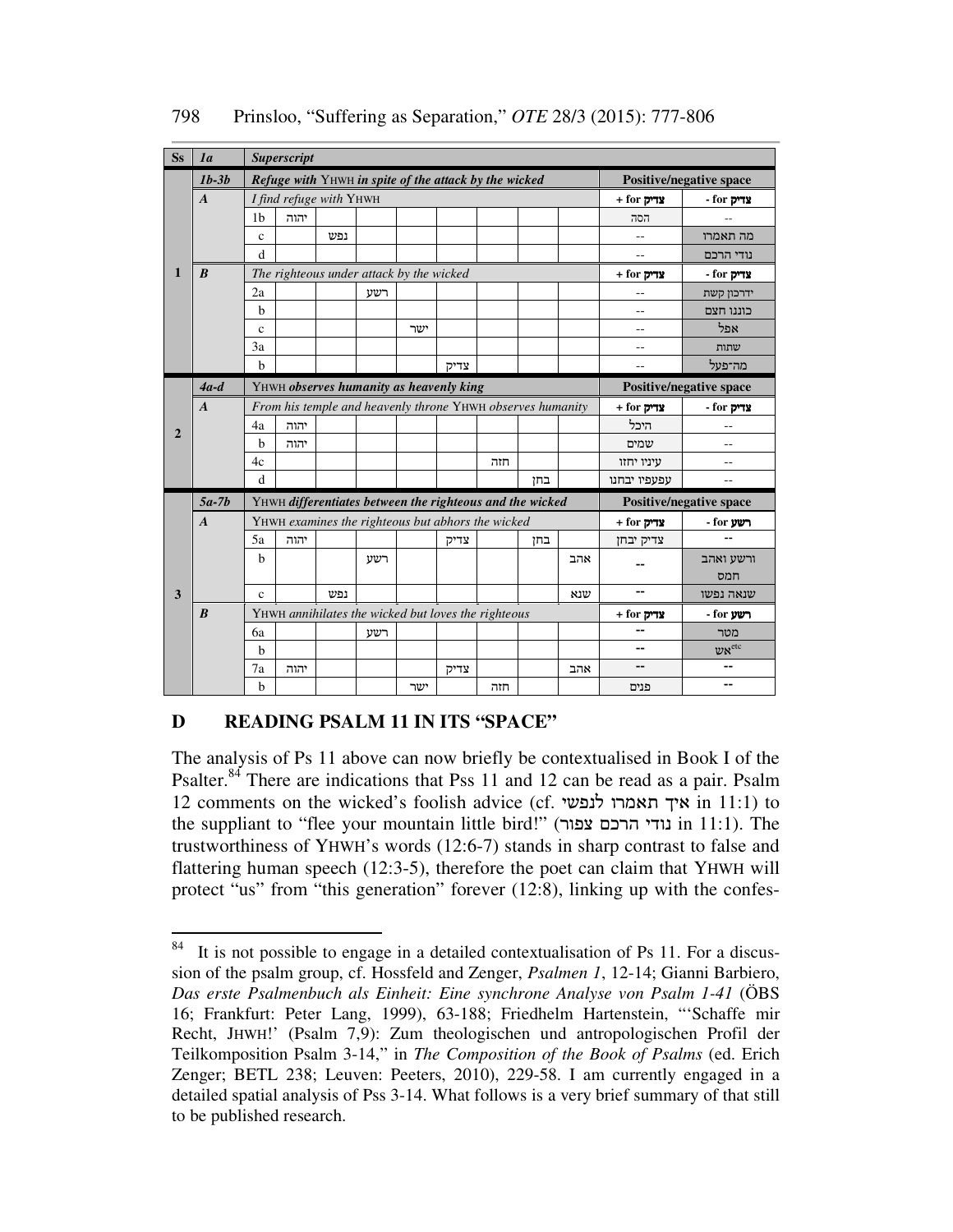| Ss | *1a* | ***Superscript*** | | | | | | | | | | |
|---|---|---|---|---|---|---|---|---|---|---|---|---|
| | ***1b-3b*** | ***Refuge with* YHWH *in spite of the attack by the wicked*** | | | | | | | | | **Positive/negative space** | |
| | ***A*** | *I find refuge with* YHWH | | | | | | | | | **+ for צדיק** | **- for צדיק** |
| | | 1b | יהוה | | | | | | | | הסה | -- |
| | | c | | נפש | | | | | | | -- | מה תאמרו |
| | | d | | | | | | | | | -- | נודי הרכם |
| **1** | ***B*** | *The righteous under attack by the wicked* | | | | | | | | | **+ for צדיק** | **- for צדיק** |
| | | 2a | | | רשע | | | | | | -- | ידרכון קשת |
| | | b | | | | | | | | | -- | כוננו חצם |
| | | c | | | | ישר | | | | | -- | אפל |
| | | 3a | | | | | | | | | -- | שתות |
| | | b | | | | | צדיק | | | | -- | מה־פעל |
| | ***4a-d*** | **YHWH *observes humanity as heavenly king*** | | | | | | | | | **Positive/negative space** | |
| | ***A*** | *From his temple and heavenly throne* YHWH *observes humanity* | | | | | | | | | **+ for צדיק** | **- for צדיק** |
| **2** | | 4a | יהוה | | | | | | | | היכל | -- |
| | | b | יהוה | | | | | | | | שמים | -- |
| | | 4c | | | | | | חזה | | | עיניו יחזו | -- |
| | | d | | | | | | | בחן | | עפעפיו יבחנו | -- |
| | ***5a-7b*** | **YHWH *differentiates between the righteous and the wicked*** | | | | | | | | | **Positive/negative space** | |
| | ***A*** | YHWH *examines the righteous but abhors the wicked* | | | | | | | | | **+ for צדיק** | **- for רשע** |
| | | 5a | יהוה | | | | צדיק | | בחן | | צדיק יבחן | -- |
| | | b | | | רשע | | | | | אהב | -- | ורשע ואהב חמס |
| **3** | | c | | נפש | | | | | | שנא | -- | שנאה נפשו |
| | ***B*** | YHWH *annihilates the wicked but loves the righteous* | | | | | | | | | **+ for צדיק** | **- for רשע** |
| | | 6a | | | רשע | | | | | | -- | מטר |
| | | b | | | | | | | | | -- | אש[etc] |
| | | 7a | יהוה | | | | צדיק | | | אהב | -- | -- |
| | | b | | | | ישר | | חזה | | | פנים | -- |

## D READING PSALM 11 IN ITS "SPACE"

The analysis of Ps 11 above can now briefly be contextualised in Book I of the Psalter.[84] There are indications that Pss 11 and 12 can be read as a pair. Psalm 12 comments on the wicked's foolish advice (cf. איך תאמרו לנפשי in 11:1) to the suppliant to "flee your mountain little bird!" (נודי הרכם צפור in 11:1). The trustworthiness of YHWH's words (12:6-7) stands in sharp contrast to false and flattering human speech (12:3-5), therefore the poet can claim that YHWH will protect "us" from "this generation" forever (12:8), linking up with the confes-

---

[84] It is not possible to engage in a detailed contextualisation of Ps 11. For a discussion of the psalm group, cf. Hossfeld and Zenger, *Psalmen 1*, 12-14; Gianni Barbiero, *Das erste Psalmenbuch als Einheit: Eine synchrone Analyse von Psalm 1-41* (ÖBS 16; Frankfurt: Peter Lang, 1999), 63-188; Friedhelm Hartenstein, "'Schaffe mir Recht, JHWH!' (Psalm 7,9): Zum theologischen und antropologischen Profil der Teilkomposition Psalm 3-14," in *The Composition of the Book of Psalms* (ed. Erich Zenger; BETL 238; Leuven: Peeters, 2010), 229-58. I am currently engaged in a detailed spatial analysis of Pss 3-14. What follows is a very brief summary of that still to be published research.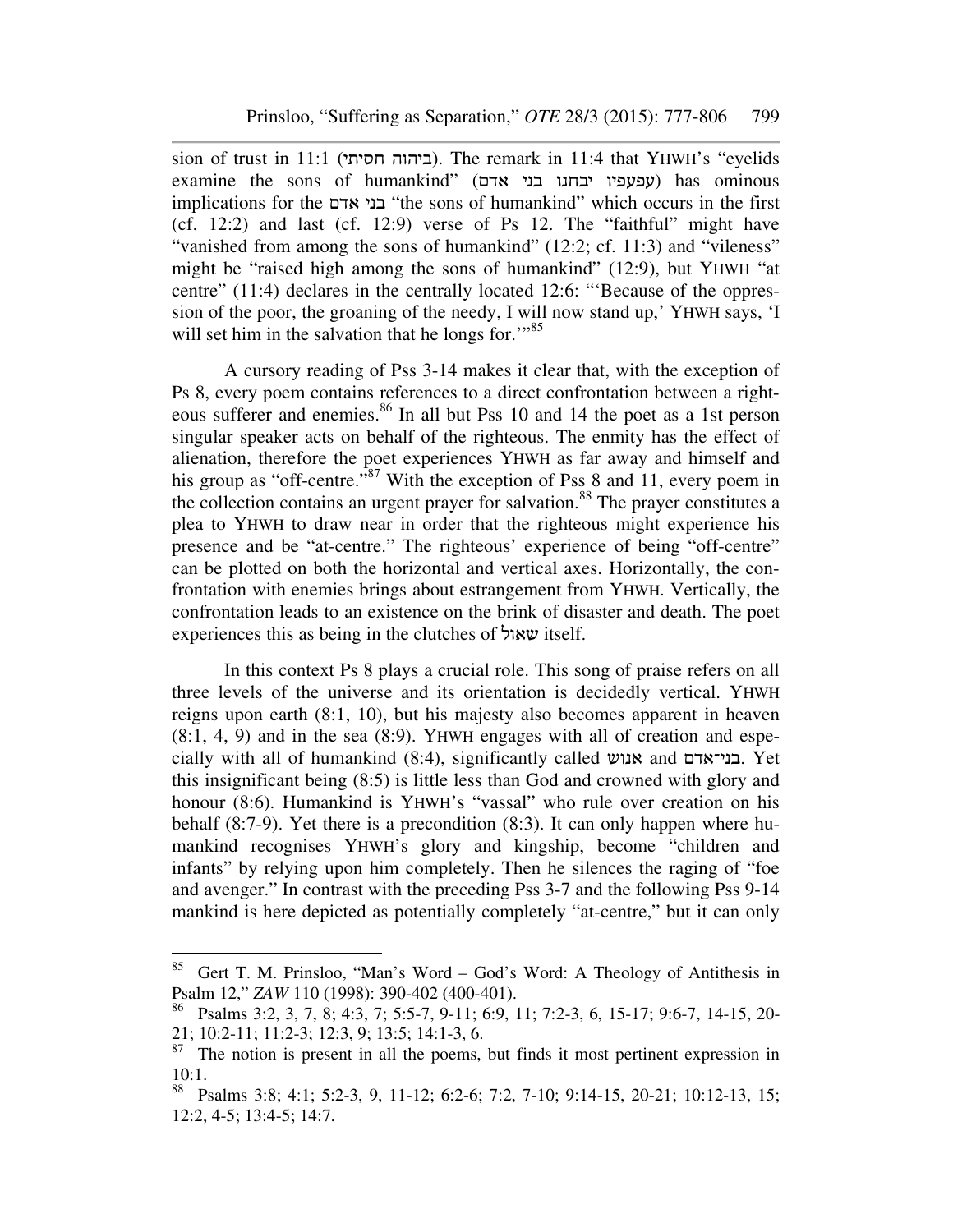sion of trust in 11:1 (ביהוה חסיתי). The remark in 11:4 that YHWH's "eyelids examine the sons of humankind" (עפעפיו יבחנו בני אדם) has ominous implications for the בני אדם "the sons of humankind" which occurs in the first (cf. 12:2) and last (cf. 12:9) verse of Ps 12. The "faithful" might have "vanished from among the sons of humankind" (12:2; cf. 11:3) and "vileness" might be "raised high among the sons of humankind" (12:9), but YHWH "at centre" (11:4) declares in the centrally located 12:6: "'Because of the oppression of the poor, the groaning of the needy, I will now stand up,' YHWH says, 'I will set him in the salvation that he longs for.'"[85]

A cursory reading of Pss 3-14 makes it clear that, with the exception of Ps 8, every poem contains references to a direct confrontation between a righteous sufferer and enemies.[86] In all but Pss 10 and 14 the poet as a 1st person singular speaker acts on behalf of the righteous. The enmity has the effect of alienation, therefore the poet experiences YHWH as far away and himself and his group as "off-centre."[87] With the exception of Pss 8 and 11, every poem in the collection contains an urgent prayer for salvation.[88] The prayer constitutes a plea to YHWH to draw near in order that the righteous might experience his presence and be "at-centre." The righteous' experience of being "off-centre" can be plotted on both the horizontal and vertical axes. Horizontally, the confrontation with enemies brings about estrangement from YHWH. Vertically, the confrontation leads to an existence on the brink of disaster and death. The poet experiences this as being in the clutches of שאול itself.

In this context Ps 8 plays a crucial role. This song of praise refers on all three levels of the universe and its orientation is decidedly vertical. YHWH reigns upon earth (8:1, 10), but his majesty also becomes apparent in heaven (8:1, 4, 9) and in the sea (8:9). YHWH engages with all of creation and especially with all of humankind (8:4), significantly called אנוש and בני־אדם. Yet this insignificant being (8:5) is little less than God and crowned with glory and honour (8:6). Humankind is YHWH's "vassal" who rule over creation on his behalf (8:7-9). Yet there is a precondition (8:3). It can only happen where humankind recognises YHWH's glory and kingship, become "children and infants" by relying upon him completely. Then he silences the raging of "foe and avenger." In contrast with the preceding Pss 3-7 and the following Pss 9-14 mankind is here depicted as potentially completely "at-centre," but it can only

---

[85] Gert T. M. Prinsloo, "Man's Word – God's Word: A Theology of Antithesis in Psalm 12," *ZAW* 110 (1998): 390-402 (400-401).

[86] Psalms 3:2, 3, 7, 8; 4:3, 7; 5:5-7, 9-11; 6:9, 11; 7:2-3, 6, 15-17; 9:6-7, 14-15, 20-21; 10:2-11; 11:2-3; 12:3, 9; 13:5; 14:1-3, 6.

[87] The notion is present in all the poems, but finds it most pertinent expression in 10:1.

[88] Psalms 3:8; 4:1; 5:2-3, 9, 11-12; 6:2-6; 7:2, 7-10; 9:14-15, 20-21; 10:12-13, 15; 12:2, 4-5; 13:4-5; 14:7.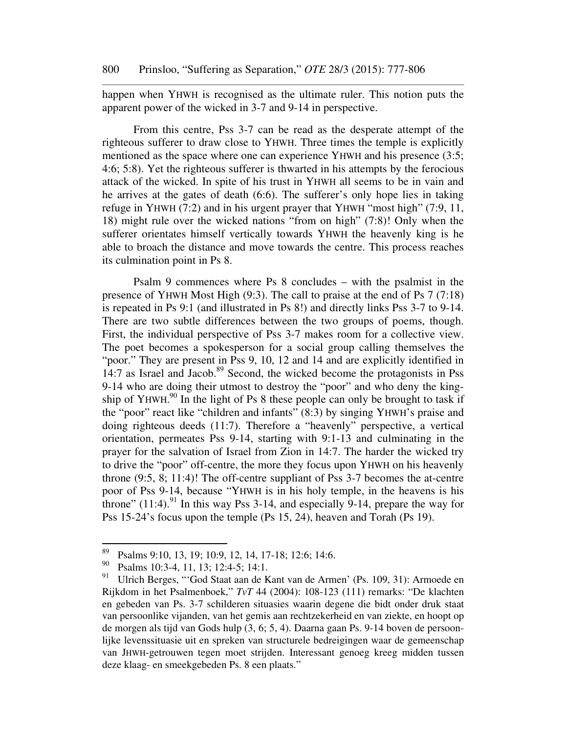happen when YHWH is recognised as the ultimate ruler. This notion puts the apparent power of the wicked in 3-7 and 9-14 in perspective.

From this centre, Pss 3-7 can be read as the desperate attempt of the righteous sufferer to draw close to YHWH. Three times the temple is explicitly mentioned as the space where one can experience YHWH and his presence (3:5; 4:6; 5:8). Yet the righteous sufferer is thwarted in his attempts by the ferocious attack of the wicked. In spite of his trust in YHWH all seems to be in vain and he arrives at the gates of death (6:6). The sufferer's only hope lies in taking refuge in YHWH (7:2) and in his urgent prayer that YHWH "most high" (7:9, 11, 18) might rule over the wicked nations "from on high" (7:8)! Only when the sufferer orientates himself vertically towards YHWH the heavenly king is he able to broach the distance and move towards the centre. This process reaches its culmination point in Ps 8.

Psalm 9 commences where Ps 8 concludes – with the psalmist in the presence of YHWH Most High (9:3). The call to praise at the end of Ps 7 (7:18) is repeated in Ps 9:1 (and illustrated in Ps 8!) and directly links Pss 3-7 to 9-14. There are two subtle differences between the two groups of poems, though. First, the individual perspective of Pss 3-7 makes room for a collective view. The poet becomes a spokesperson for a social group calling themselves the "poor." They are present in Pss 9, 10, 12 and 14 and are explicitly identified in 14:7 as Israel and Jacob.[89] Second, the wicked become the protagonists in Pss 9-14 who are doing their utmost to destroy the "poor" and who deny the kingship of YHWH.[90] In the light of Ps 8 these people can only be brought to task if the "poor" react like "children and infants" (8:3) by singing YHWH's praise and doing righteous deeds (11:7). Therefore a "heavenly" perspective, a vertical orientation, permeates Pss 9-14, starting with 9:1-13 and culminating in the prayer for the salvation of Israel from Zion in 14:7. The harder the wicked try to drive the "poor" off-centre, the more they focus upon YHWH on his heavenly throne (9:5, 8; 11:4)! The off-centre suppliant of Pss 3-7 becomes the at-centre poor of Pss 9-14, because "YHWH is in his holy temple, in the heavens is his throne" (11:4).[91] In this way Pss 3-14, and especially 9-14, prepare the way for Pss 15-24's focus upon the temple (Ps 15, 24), heaven and Torah (Ps 19).

---

[89] Psalms 9:10, 13, 19; 10:9, 12, 14, 17-18; 12:6; 14:6.

[90] Psalms 10:3-4, 11, 13; 12:4-5; 14:1.

[91] Ulrich Berges, "'God Staat aan de Kant van de Armen' (Ps. 109, 31): Armoede en Rijkdom in het Psalmenboek," *TvT* 44 (2004): 108-123 (111) remarks: "De klachten en gebeden van Ps. 3-7 schilderen situasies waarin degene die bidt onder druk staat van persoonlike vijanden, van het gemis aan rechtzekerheid en van ziekte, en hoopt op de morgen als tijd van Gods hulp (3, 6; 5, 4). Daarna gaan Ps. 9-14 boven de persoonlijke levenssituasie uit en spreken van structurele bedreigingen waar de gemeenschap van JHWH-getrouwen tegen moet strijden. Interessant genoeg kreeg midden tussen deze klaag- en smeekgebeden Ps. 8 een plaats."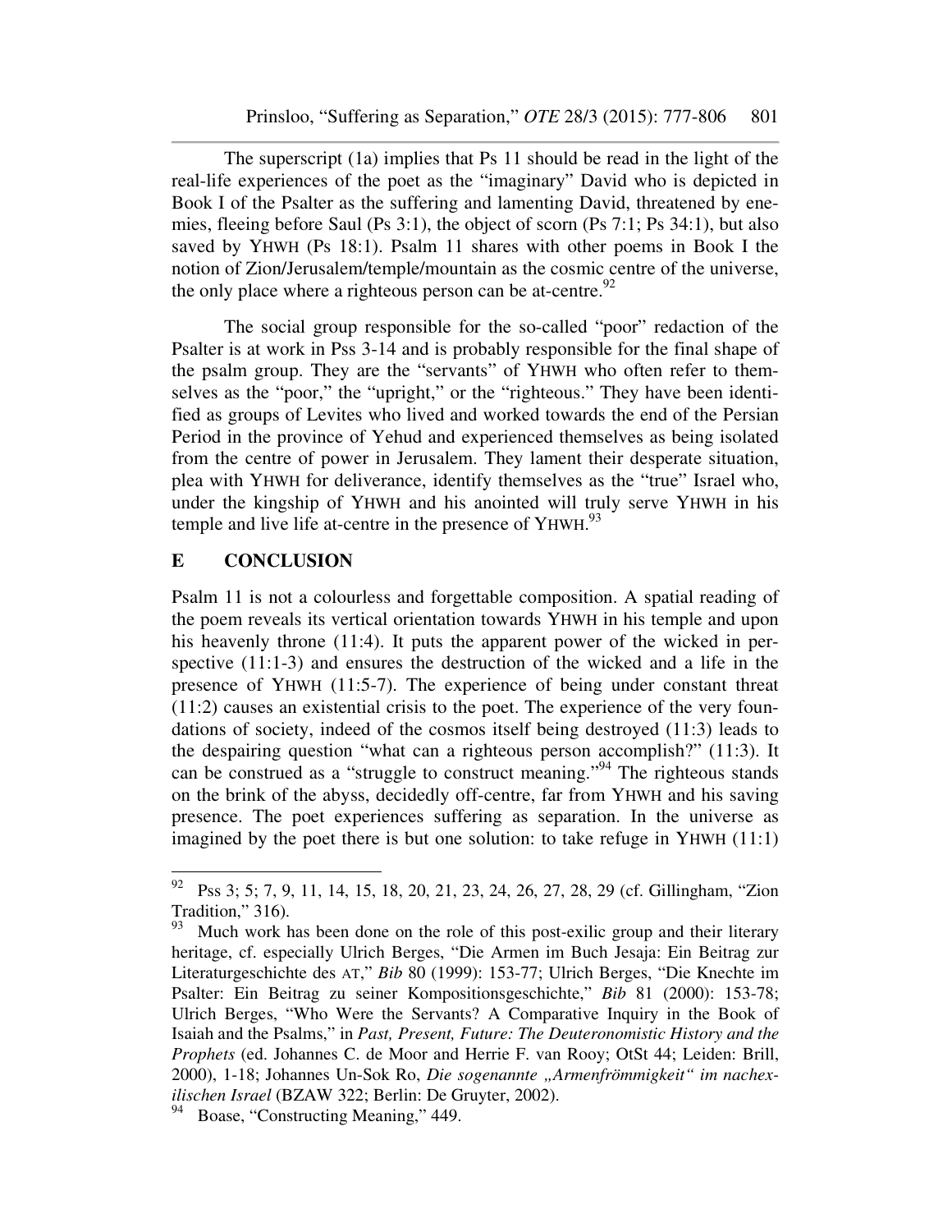The superscript (1a) implies that Ps 11 should be read in the light of the real-life experiences of the poet as the "imaginary" David who is depicted in Book I of the Psalter as the suffering and lamenting David, threatened by enemies, fleeing before Saul (Ps 3:1), the object of scorn (Ps 7:1; Ps 34:1), but also saved by YHWH (Ps 18:1). Psalm 11 shares with other poems in Book I the notion of Zion/Jerusalem/temple/mountain as the cosmic centre of the universe, the only place where a righteous person can be at-centre.[92]

The social group responsible for the so-called "poor" redaction of the Psalter is at work in Pss 3-14 and is probably responsible for the final shape of the psalm group. They are the "servants" of YHWH who often refer to themselves as the "poor," the "upright," or the "righteous." They have been identified as groups of Levites who lived and worked towards the end of the Persian Period in the province of Yehud and experienced themselves as being isolated from the centre of power in Jerusalem. They lament their desperate situation, plea with YHWH for deliverance, identify themselves as the "true" Israel who, under the kingship of YHWH and his anointed will truly serve YHWH in his temple and live life at-centre in the presence of YHWH.[93]

## E CONCLUSION

Psalm 11 is not a colourless and forgettable composition. A spatial reading of the poem reveals its vertical orientation towards YHWH in his temple and upon his heavenly throne (11:4). It puts the apparent power of the wicked in perspective (11:1-3) and ensures the destruction of the wicked and a life in the presence of YHWH (11:5-7). The experience of being under constant threat (11:2) causes an existential crisis to the poet. The experience of the very foundations of society, indeed of the cosmos itself being destroyed (11:3) leads to the despairing question "what can a righteous person accomplish?" (11:3). It can be construed as a "struggle to construct meaning."[94] The righteous stands on the brink of the abyss, decidedly off-centre, far from YHWH and his saving presence. The poet experiences suffering as separation. In the universe as imagined by the poet there is but one solution: to take refuge in YHWH (11:1)

---

[92] Pss 3; 5; 7, 9, 11, 14, 15, 18, 20, 21, 23, 24, 26, 27, 28, 29 (cf. Gillingham, "Zion Tradition," 316).

[93] Much work has been done on the role of this post-exilic group and their literary heritage, cf. especially Ulrich Berges, "Die Armen im Buch Jesaja: Ein Beitrag zur Literaturgeschichte des AT," *Bib* 80 (1999): 153-77; Ulrich Berges, "Die Knechte im Psalter: Ein Beitrag zu seiner Kompositionsgeschichte," *Bib* 81 (2000): 153-78; Ulrich Berges, "Who Were the Servants? A Comparative Inquiry in the Book of Isaiah and the Psalms," in *Past, Present, Future: The Deuteronomistic History and the Prophets* (ed. Johannes C. de Moor and Herrie F. van Rooy; OtSt 44; Leiden: Brill, 2000), 1-18; Johannes Un-Sok Ro, *Die sogenannte „Armenfrömmigkeit" im nachexilischen Israel* (BZAW 322; Berlin: De Gruyter, 2002).

[94] Boase, "Constructing Meaning," 449.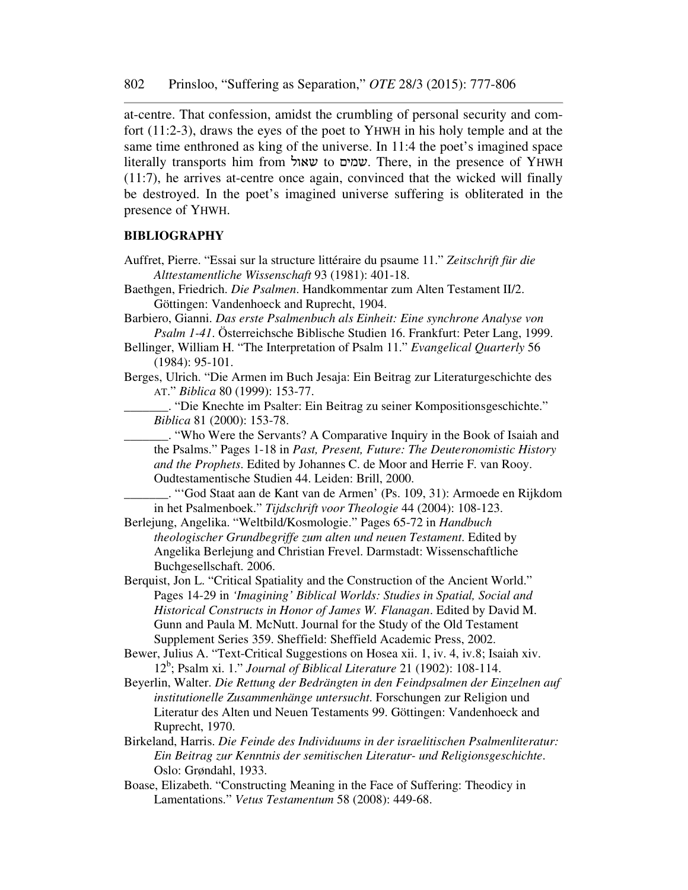at-centre. That confession, amidst the crumbling of personal security and comfort (11:2-3), draws the eyes of the poet to YHWH in his holy temple and at the same time enthroned as king of the universe. In 11:4 the poet's imagined space literally transports him from שאול to שמים. There, in the presence of YHWH (11:7), he arrives at-centre once again, convinced that the wicked will finally be destroyed. In the poet's imagined universe suffering is obliterated in the presence of YHWH.

**BIBLIOGRAPHY**

Auffret, Pierre. "Essai sur la structure littéraire du psaume 11." *Zeitschrift für die Alttestamentliche Wissenschaft* 93 (1981): 401-18.

Baethgen, Friedrich. *Die Psalmen*. Handkommentar zum Alten Testament II/2. Göttingen: Vandenhoeck and Ruprecht, 1904.

Barbiero, Gianni. *Das erste Psalmenbuch als Einheit: Eine synchrone Analyse von Psalm 1-41*. Österreichsche Biblische Studien 16. Frankfurt: Peter Lang, 1999.

Bellinger, William H. "The Interpretation of Psalm 11." *Evangelical Quarterly* 56 (1984): 95-101.

Berges, Ulrich. "Die Armen im Buch Jesaja: Ein Beitrag zur Literaturgeschichte des AT." *Biblica* 80 (1999): 153-77.

_______. "Die Knechte im Psalter: Ein Beitrag zu seiner Kompositionsgeschichte." *Biblica* 81 (2000): 153-78.

_______. "Who Were the Servants? A Comparative Inquiry in the Book of Isaiah and the Psalms." Pages 1-18 in *Past, Present, Future: The Deuteronomistic History and the Prophets*. Edited by Johannes C. de Moor and Herrie F. van Rooy. Oudtestamentische Studien 44. Leiden: Brill, 2000.

_______. "'God Staat aan de Kant van de Armen' (Ps. 109, 31): Armoede en Rijkdom in het Psalmenboek." *Tijdschrift voor Theologie* 44 (2004): 108-123.

Berlejung, Angelika. "Weltbild/Kosmologie." Pages 65-72 in *Handbuch theologischer Grundbegriffe zum alten und neuen Testament*. Edited by Angelika Berlejung and Christian Frevel. Darmstadt: Wissenschaftliche Buchgesellschaft. 2006.

Berquist, Jon L. "Critical Spatiality and the Construction of the Ancient World." Pages 14-29 in *'Imagining' Biblical Worlds: Studies in Spatial, Social and Historical Constructs in Honor of James W. Flanagan*. Edited by David M. Gunn and Paula M. McNutt. Journal for the Study of the Old Testament Supplement Series 359. Sheffield: Sheffield Academic Press, 2002.

Bewer, Julius A. "Text-Critical Suggestions on Hosea xii. 1, iv. 4, iv.8; Isaiah xiv. 12[b]; Psalm xi. 1." *Journal of Biblical Literature* 21 (1902): 108-114.

Beyerlin, Walter. *Die Rettung der Bedrängten in den Feindpsalmen der Einzelnen auf institutionelle Zusammenhänge untersucht*. Forschungen zur Religion und Literatur des Alten und Neuen Testaments 99. Göttingen: Vandenhoeck and Ruprecht, 1970.

Birkeland, Harris. *Die Feinde des Individuums in der israelitischen Psalmenliteratur: Ein Beitrag zur Kenntnis der semitischen Literatur- und Religionsgeschichte*. Oslo: Grøndahl, 1933.

Boase, Elizabeth. "Constructing Meaning in the Face of Suffering: Theodicy in Lamentations." *Vetus Testamentum* 58 (2008): 449-68.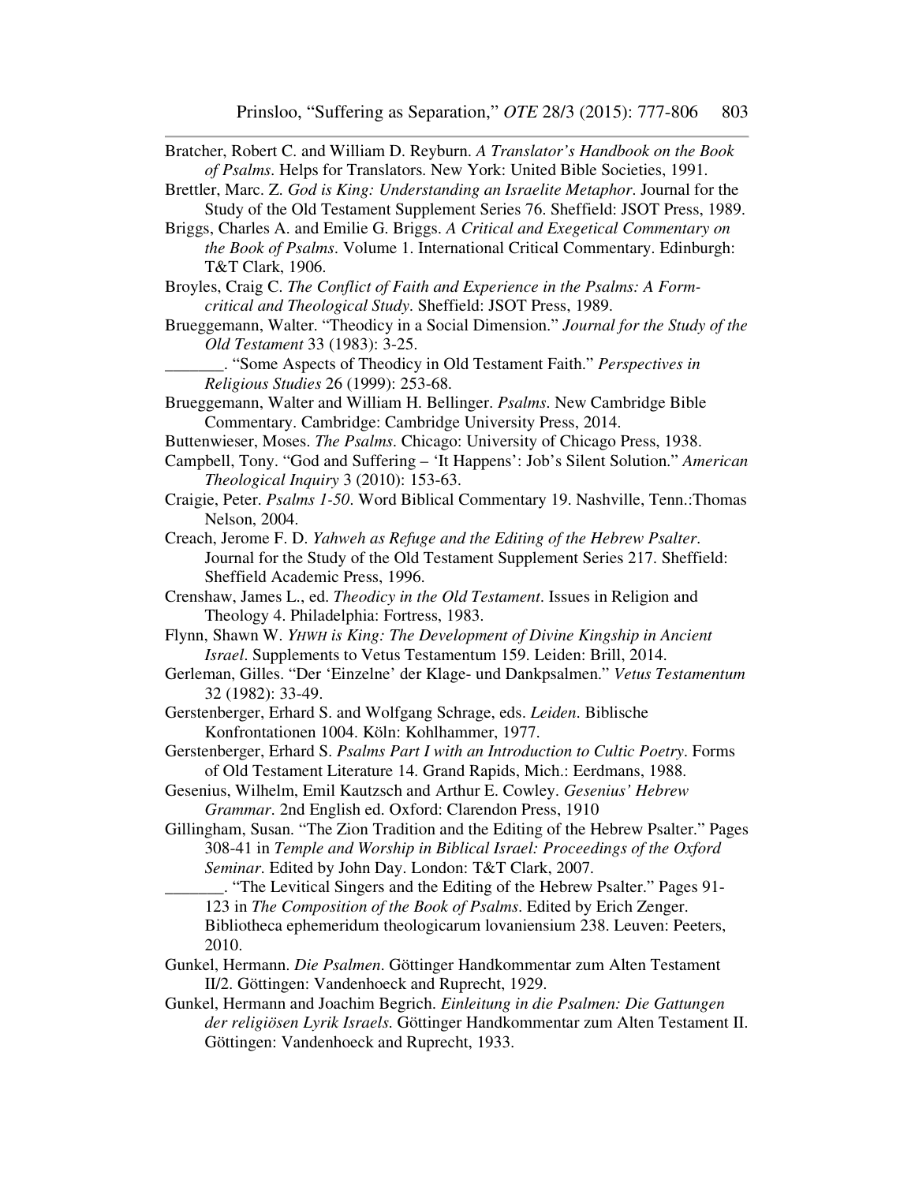Bratcher, Robert C. and William D. Reyburn. *A Translator's Handbook on the Book of Psalms*. Helps for Translators. New York: United Bible Societies, 1991.

Brettler, Marc. Z. *God is King: Understanding an Israelite Metaphor*. Journal for the Study of the Old Testament Supplement Series 76. Sheffield: JSOT Press, 1989.

Briggs, Charles A. and Emilie G. Briggs. *A Critical and Exegetical Commentary on the Book of Psalms*. Volume 1. International Critical Commentary. Edinburgh: T&T Clark, 1906.

Broyles, Craig C. *The Conflict of Faith and Experience in the Psalms: A Form-critical and Theological Study*. Sheffield: JSOT Press, 1989.

Brueggemann, Walter. "Theodicy in a Social Dimension." *Journal for the Study of the Old Testament* 33 (1983): 3-25.

_______. "Some Aspects of Theodicy in Old Testament Faith." *Perspectives in Religious Studies* 26 (1999): 253-68.

Brueggemann, Walter and William H. Bellinger. *Psalms*. New Cambridge Bible Commentary. Cambridge: Cambridge University Press, 2014.

Buttenwieser, Moses. *The Psalms*. Chicago: University of Chicago Press, 1938.

Campbell, Tony. "God and Suffering – 'It Happens': Job's Silent Solution." *American Theological Inquiry* 3 (2010): 153-63.

Craigie, Peter. *Psalms 1-50*. Word Biblical Commentary 19. Nashville, Tenn.:Thomas Nelson, 2004.

Creach, Jerome F. D. *Yahweh as Refuge and the Editing of the Hebrew Psalter*. Journal for the Study of the Old Testament Supplement Series 217. Sheffield: Sheffield Academic Press, 1996.

Crenshaw, James L., ed. *Theodicy in the Old Testament*. Issues in Religion and Theology 4. Philadelphia: Fortress, 1983.

Flynn, Shawn W. *YHWH is King: The Development of Divine Kingship in Ancient Israel*. Supplements to Vetus Testamentum 159. Leiden: Brill, 2014.

Gerleman, Gilles. "Der 'Einzelne' der Klage- und Dankpsalmen." *Vetus Testamentum* 32 (1982): 33-49.

Gerstenberger, Erhard S. and Wolfgang Schrage, eds. *Leiden*. Biblische Konfrontationen 1004. Köln: Kohlhammer, 1977.

Gerstenberger, Erhard S. *Psalms Part I with an Introduction to Cultic Poetry*. Forms of Old Testament Literature 14. Grand Rapids, Mich.: Eerdmans, 1988.

Gesenius, Wilhelm, Emil Kautzsch and Arthur E. Cowley. *Gesenius' Hebrew Grammar*. 2nd English ed. Oxford: Clarendon Press, 1910

Gillingham, Susan. "The Zion Tradition and the Editing of the Hebrew Psalter." Pages 308-41 in *Temple and Worship in Biblical Israel: Proceedings of the Oxford Seminar*. Edited by John Day. London: T&T Clark, 2007.

_______. "The Levitical Singers and the Editing of the Hebrew Psalter." Pages 91-123 in *The Composition of the Book of Psalms*. Edited by Erich Zenger. Bibliotheca ephemeridum theologicarum lovaniensium 238. Leuven: Peeters, 2010.

Gunkel, Hermann. *Die Psalmen*. Göttinger Handkommentar zum Alten Testament II/2. Göttingen: Vandenhoeck and Ruprecht, 1929.

Gunkel, Hermann and Joachim Begrich. *Einleitung in die Psalmen: Die Gattungen der religiösen Lyrik Israels*. Göttinger Handkommentar zum Alten Testament II. Göttingen: Vandenhoeck and Ruprecht, 1933.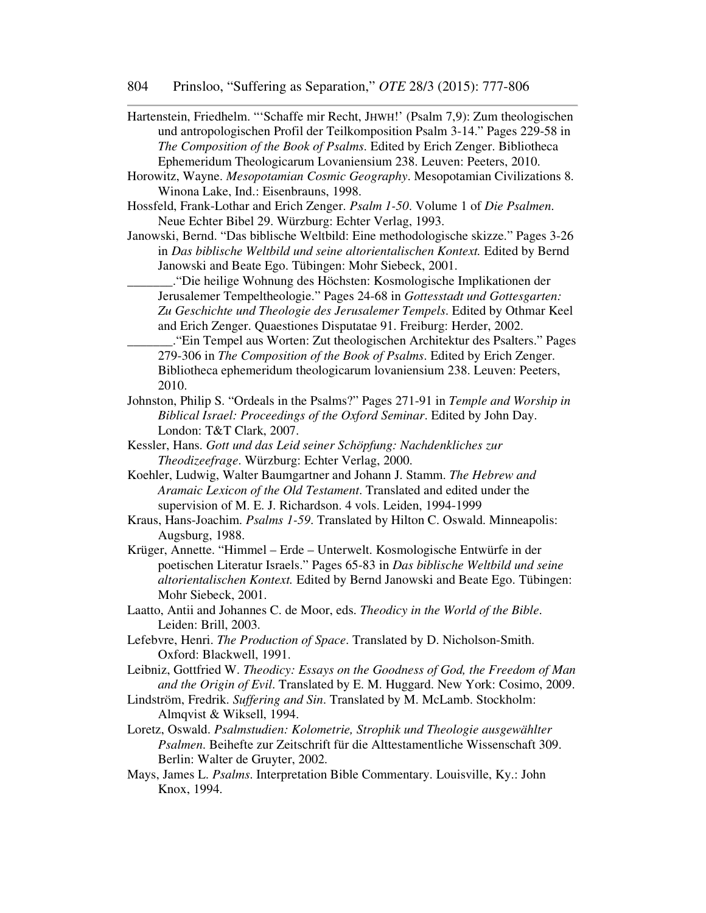Hartenstein, Friedhelm. "'Schaffe mir Recht, JHWH!' (Psalm 7,9): Zum theologischen und antropologischen Profil der Teilkomposition Psalm 3-14." Pages 229-58 in *The Composition of the Book of Psalms*. Edited by Erich Zenger. Bibliotheca Ephemeridum Theologicarum Lovaniensium 238. Leuven: Peeters, 2010.

Horowitz, Wayne. *Mesopotamian Cosmic Geography*. Mesopotamian Civilizations 8. Winona Lake, Ind.: Eisenbrauns, 1998.

Hossfeld, Frank-Lothar and Erich Zenger. *Psalm 1-50*. Volume 1 of *Die Psalmen*. Neue Echter Bibel 29. Würzburg: Echter Verlag, 1993.

Janowski, Bernd. "Das biblische Weltbild: Eine methodologische skizze." Pages 3-26 in *Das biblische Weltbild und seine altorientalischen Kontext.* Edited by Bernd Janowski and Beate Ego. Tübingen: Mohr Siebeck, 2001.

_______."Die heilige Wohnung des Höchsten: Kosmologische Implikationen der Jerusalemer Tempeltheologie." Pages 24-68 in *Gottesstadt und Gottesgarten: Zu Geschichte und Theologie des Jerusalemer Tempels*. Edited by Othmar Keel and Erich Zenger. Quaestiones Disputatae 91. Freiburg: Herder, 2002.

_______."Ein Tempel aus Worten: Zut theologischen Architektur des Psalters." Pages 279-306 in *The Composition of the Book of Psalms*. Edited by Erich Zenger. Bibliotheca ephemeridum theologicarum lovaniensium 238. Leuven: Peeters, 2010.

Johnston, Philip S. "Ordeals in the Psalms?" Pages 271-91 in *Temple and Worship in Biblical Israel: Proceedings of the Oxford Seminar*. Edited by John Day. London: T&T Clark, 2007.

Kessler, Hans. *Gott und das Leid seiner Schöpfung: Nachdenkliches zur Theodizeefrage*. Würzburg: Echter Verlag, 2000.

Koehler, Ludwig, Walter Baumgartner and Johann J. Stamm. *The Hebrew and Aramaic Lexicon of the Old Testament*. Translated and edited under the supervision of M. E. J. Richardson. 4 vols. Leiden, 1994-1999

Kraus, Hans-Joachim. *Psalms 1-59*. Translated by Hilton C. Oswald. Minneapolis: Augsburg, 1988.

Krüger, Annette. "Himmel – Erde – Unterwelt. Kosmologische Entwürfe in der poetischen Literatur Israels." Pages 65-83 in *Das biblische Weltbild und seine altorientalischen Kontext.* Edited by Bernd Janowski and Beate Ego. Tübingen: Mohr Siebeck, 2001.

Laatto, Antii and Johannes C. de Moor, eds. *Theodicy in the World of the Bible*. Leiden: Brill, 2003.

Lefebvre, Henri. *The Production of Space*. Translated by D. Nicholson-Smith. Oxford: Blackwell, 1991.

Leibniz, Gottfried W. *Theodicy: Essays on the Goodness of God, the Freedom of Man and the Origin of Evil*. Translated by E. M. Huggard. New York: Cosimo, 2009.

Lindström, Fredrik. *Suffering and Sin*. Translated by M. McLamb. Stockholm: Almqvist & Wiksell, 1994.

Loretz, Oswald. *Psalmstudien: Kolometrie, Strophik und Theologie ausgewählter Psalmen.* Beihefte zur Zeitschrift für die Alttestamentliche Wissenschaft 309. Berlin: Walter de Gruyter, 2002.

Mays, James L. *Psalms*. Interpretation Bible Commentary. Louisville, Ky.: John Knox, 1994.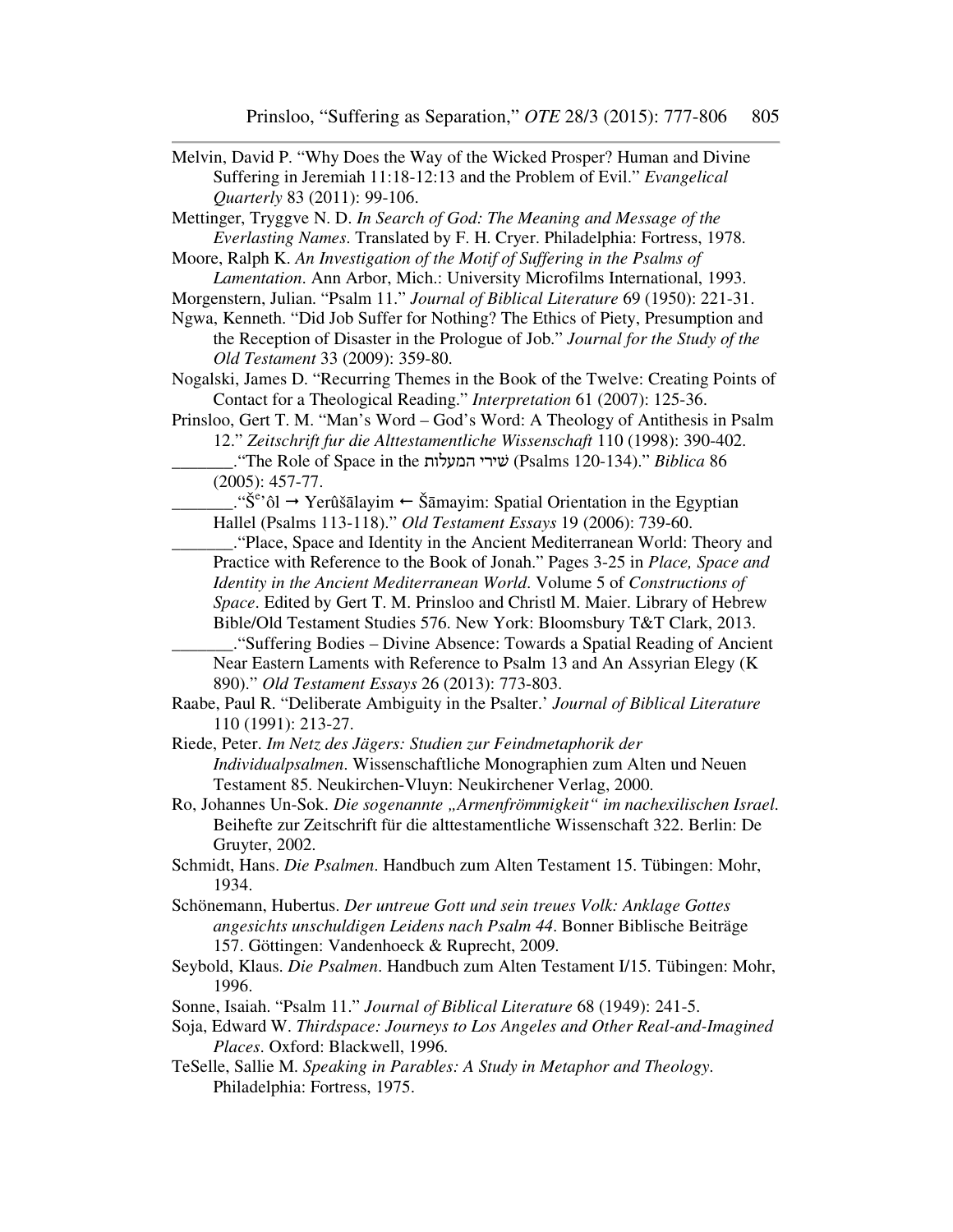Melvin, David P. "Why Does the Way of the Wicked Prosper? Human and Divine Suffering in Jeremiah 11:18-12:13 and the Problem of Evil." *Evangelical Quarterly* 83 (2011): 99-106.

Mettinger, Tryggve N. D. *In Search of God: The Meaning and Message of the Everlasting Names*. Translated by F. H. Cryer. Philadelphia: Fortress, 1978.

Moore, Ralph K. *An Investigation of the Motif of Suffering in the Psalms of Lamentation*. Ann Arbor, Mich.: University Microfilms International, 1993.

Morgenstern, Julian. "Psalm 11." *Journal of Biblical Literature* 69 (1950): 221-31.

Ngwa, Kenneth. "Did Job Suffer for Nothing? The Ethics of Piety, Presumption and the Reception of Disaster in the Prologue of Job." *Journal for the Study of the Old Testament* 33 (2009): 359-80.

Nogalski, James D. "Recurring Themes in the Book of the Twelve: Creating Points of Contact for a Theological Reading." *Interpretation* 61 (2007): 125-36.

Prinsloo, Gert T. M. "Man's Word – God's Word: A Theology of Antithesis in Psalm 12." *Zeitschrift fur die Alttestamentliche Wissenschaft* 110 (1998): 390-402.

_______."The Role of Space in the שירי המעלות (Psalms 120-134)." *Biblica* 86 (2005): 457-77.

_______."Š$^{e}$'ôl → Yerûšālayim ← Šāmayim: Spatial Orientation in the Egyptian Hallel (Psalms 113-118)." *Old Testament Essays* 19 (2006): 739-60.

_______."Place, Space and Identity in the Ancient Mediterranean World: Theory and Practice with Reference to the Book of Jonah." Pages 3-25 in *Place, Space and Identity in the Ancient Mediterranean World*. Volume 5 of *Constructions of Space*. Edited by Gert T. M. Prinsloo and Christl M. Maier. Library of Hebrew Bible/Old Testament Studies 576. New York: Bloomsbury T&T Clark, 2013.

_______."Suffering Bodies – Divine Absence: Towards a Spatial Reading of Ancient Near Eastern Laments with Reference to Psalm 13 and An Assyrian Elegy (K 890)." *Old Testament Essays* 26 (2013): 773-803.

Raabe, Paul R. "Deliberate Ambiguity in the Psalter.' *Journal of Biblical Literature* 110 (1991): 213-27.

Riede, Peter. *Im Netz des Jägers: Studien zur Feindmetaphorik der Individualpsalmen*. Wissenschaftliche Monographien zum Alten und Neuen Testament 85. Neukirchen-Vluyn: Neukirchener Verlag, 2000.

Ro, Johannes Un-Sok. *Die sogenannte „Armenfrömmigkeit" im nachexilischen Israel*. Beihefte zur Zeitschrift für die alttestamentliche Wissenschaft 322. Berlin: De Gruyter, 2002.

Schmidt, Hans. *Die Psalmen*. Handbuch zum Alten Testament 15. Tübingen: Mohr, 1934.

Schönemann, Hubertus. *Der untreue Gott und sein treues Volk: Anklage Gottes angesichts unschuldigen Leidens nach Psalm 44*. Bonner Biblische Beiträge 157. Göttingen: Vandenhoeck & Ruprecht, 2009.

Seybold, Klaus. *Die Psalmen*. Handbuch zum Alten Testament I/15. Tübingen: Mohr, 1996.

Sonne, Isaiah. "Psalm 11." *Journal of Biblical Literature* 68 (1949): 241-5.

Soja, Edward W. *Thirdspace: Journeys to Los Angeles and Other Real-and-Imagined Places*. Oxford: Blackwell, 1996.

TeSelle, Sallie M. *Speaking in Parables: A Study in Metaphor and Theology*. Philadelphia: Fortress, 1975.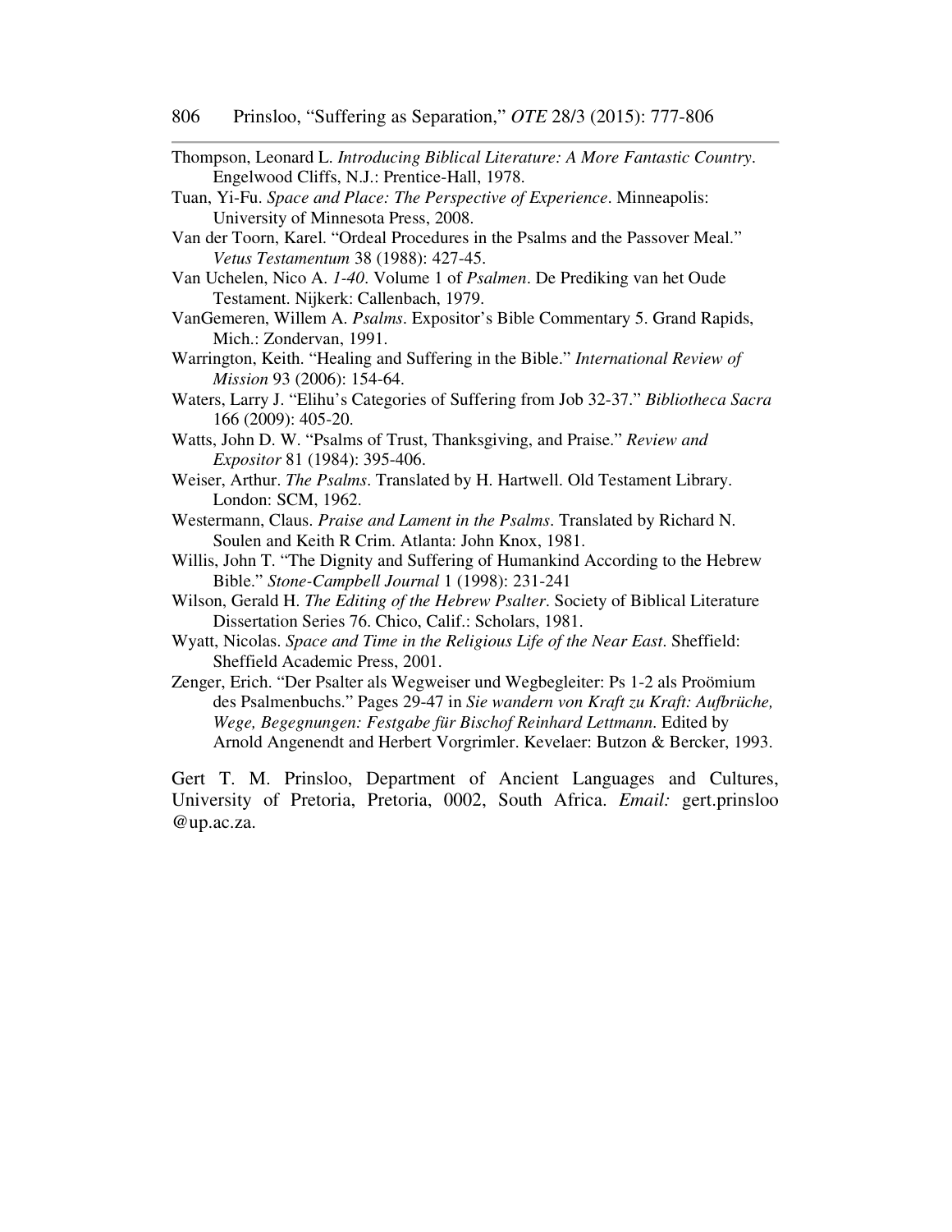Thompson, Leonard L. *Introducing Biblical Literature: A More Fantastic Country*. Engelwood Cliffs, N.J.: Prentice-Hall, 1978.

Tuan, Yi-Fu. *Space and Place: The Perspective of Experience*. Minneapolis: University of Minnesota Press, 2008.

Van der Toorn, Karel. "Ordeal Procedures in the Psalms and the Passover Meal." *Vetus Testamentum* 38 (1988): 427-45.

Van Uchelen, Nico A. *1-40*. Volume 1 of *Psalmen*. De Prediking van het Oude Testament. Nijkerk: Callenbach, 1979.

VanGemeren, Willem A. *Psalms*. Expositor's Bible Commentary 5. Grand Rapids, Mich.: Zondervan, 1991.

Warrington, Keith. "Healing and Suffering in the Bible." *International Review of Mission* 93 (2006): 154-64.

Waters, Larry J. "Elihu's Categories of Suffering from Job 32-37." *Bibliotheca Sacra* 166 (2009): 405-20.

Watts, John D. W. "Psalms of Trust, Thanksgiving, and Praise." *Review and Expositor* 81 (1984): 395-406.

Weiser, Arthur. *The Psalms*. Translated by H. Hartwell. Old Testament Library. London: SCM, 1962.

Westermann, Claus. *Praise and Lament in the Psalms*. Translated by Richard N. Soulen and Keith R Crim. Atlanta: John Knox, 1981.

Willis, John T. "The Dignity and Suffering of Humankind According to the Hebrew Bible." *Stone-Campbell Journal* 1 (1998): 231-241

Wilson, Gerald H. *The Editing of the Hebrew Psalter*. Society of Biblical Literature Dissertation Series 76. Chico, Calif.: Scholars, 1981.

Wyatt, Nicolas. *Space and Time in the Religious Life of the Near East*. Sheffield: Sheffield Academic Press, 2001.

Zenger, Erich. "Der Psalter als Wegweiser und Wegbegleiter: Ps 1-2 als Proömium des Psalmenbuchs." Pages 29-47 in *Sie wandern von Kraft zu Kraft: Aufbrüche, Wege, Begegnungen: Festgabe für Bischof Reinhard Lettmann*. Edited by Arnold Angenendt and Herbert Vorgrimler. Kevelaer: Butzon & Bercker, 1993.

Gert T. M. Prinsloo, Department of Ancient Languages and Cultures, University of Pretoria, Pretoria, 0002, South Africa. *Email:* gert.prinsloo@up.ac.za.